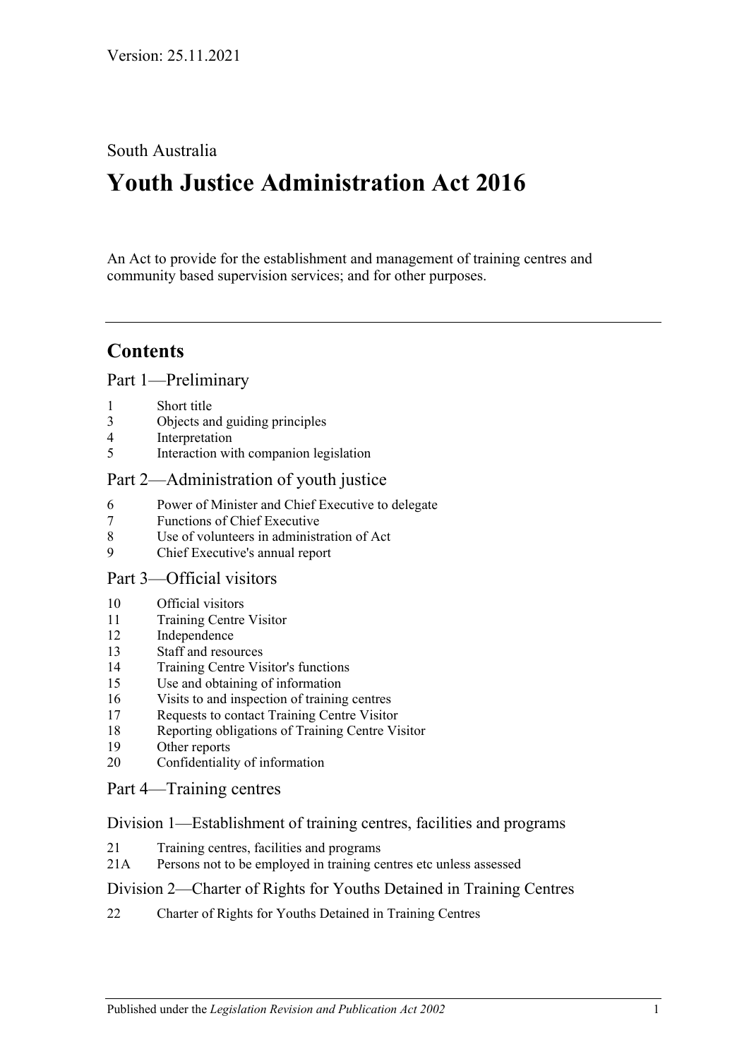Version: 25.11.2021

South Australia

# Youth Justice Administration Act 2016

An Act to provide for the establishment and management of training centres and community based supervision services; and for other purposes.

---

## Contents

### Part 1—Preliminary

1 Short title
3 Objects and guiding principles
4 Interpretation
5 Interaction with companion legislation

### Part 2—Administration of youth justice

6 Power of Minister and Chief Executive to delegate
7 Functions of Chief Executive
8 Use of volunteers in administration of Act
9 Chief Executive's annual report

### Part 3—Official visitors

10 Official visitors
11 Training Centre Visitor
12 Independence
13 Staff and resources
14 Training Centre Visitor's functions
15 Use and obtaining of information
16 Visits to and inspection of training centres
17 Requests to contact Training Centre Visitor
18 Reporting obligations of Training Centre Visitor
19 Other reports
20 Confidentiality of information

### Part 4—Training centres

#### Division 1—Establishment of training centres, facilities and programs

21 Training centres, facilities and programs
21A Persons not to be employed in training centres etc unless assessed

#### Division 2—Charter of Rights for Youths Detained in Training Centres

22 Charter of Rights for Youths Detained in Training Centres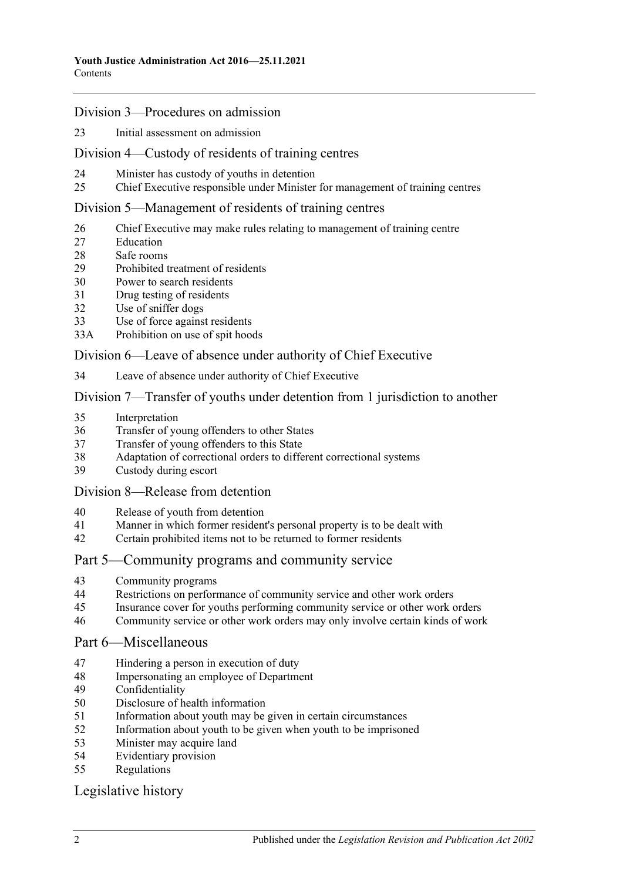## Division 3—Procedures on admission

23 Initial assessment on admission

## Division 4—Custody of residents of training centres

24 Minister has custody of youths in detention
25 Chief Executive responsible under Minister for management of training centres

## Division 5—Management of residents of training centres

26 Chief Executive may make rules relating to management of training centre
27 Education
28 Safe rooms
29 Prohibited treatment of residents
30 Power to search residents
31 Drug testing of residents
32 Use of sniffer dogs
33 Use of force against residents
33A Prohibition on use of spit hoods

## Division 6—Leave of absence under authority of Chief Executive

34 Leave of absence under authority of Chief Executive

## Division 7—Transfer of youths under detention from 1 jurisdiction to another

35 Interpretation
36 Transfer of young offenders to other States
37 Transfer of young offenders to this State
38 Adaptation of correctional orders to different correctional systems
39 Custody during escort

## Division 8—Release from detention

40 Release of youth from detention
41 Manner in which former resident's personal property is to be dealt with
42 Certain prohibited items not to be returned to former residents

## Part 5—Community programs and community service

43 Community programs
44 Restrictions on performance of community service and other work orders
45 Insurance cover for youths performing community service or other work orders
46 Community service or other work orders may only involve certain kinds of work

## Part 6—Miscellaneous

47 Hindering a person in execution of duty
48 Impersonating an employee of Department
49 Confidentiality
50 Disclosure of health information
51 Information about youth may be given in certain circumstances
52 Information about youth to be given when youth to be imprisoned
53 Minister may acquire land
54 Evidentiary provision
55 Regulations

## Legislative history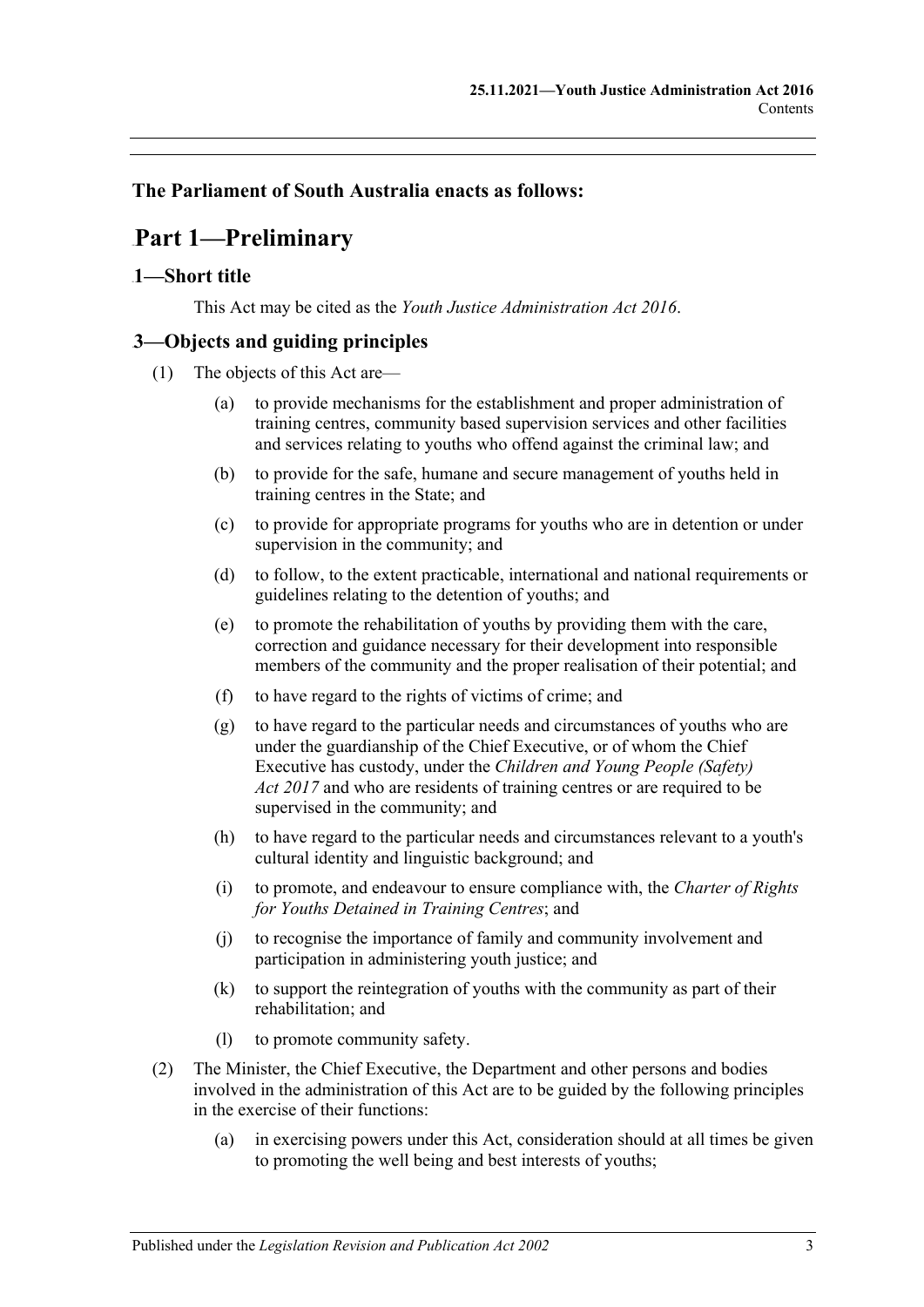**The Parliament of South Australia enacts as follows:**

# Part 1—Preliminary

## 1—Short title

This Act may be cited as the *Youth Justice Administration Act 2016*.

## 3—Objects and guiding principles

(1) The objects of this Act are—

(a) to provide mechanisms for the establishment and proper administration of training centres, community based supervision services and other facilities and services relating to youths who offend against the criminal law; and

(b) to provide for the safe, humane and secure management of youths held in training centres in the State; and

(c) to provide for appropriate programs for youths who are in detention or under supervision in the community; and

(d) to follow, to the extent practicable, international and national requirements or guidelines relating to the detention of youths; and

(e) to promote the rehabilitation of youths by providing them with the care, correction and guidance necessary for their development into responsible members of the community and the proper realisation of their potential; and

(f) to have regard to the rights of victims of crime; and

(g) to have regard to the particular needs and circumstances of youths who are under the guardianship of the Chief Executive, or of whom the Chief Executive has custody, under the *Children and Young People (Safety) Act 2017* and who are residents of training centres or are required to be supervised in the community; and

(h) to have regard to the particular needs and circumstances relevant to a youth's cultural identity and linguistic background; and

(i) to promote, and endeavour to ensure compliance with, the *Charter of Rights for Youths Detained in Training Centres*; and

(j) to recognise the importance of family and community involvement and participation in administering youth justice; and

(k) to support the reintegration of youths with the community as part of their rehabilitation; and

(l) to promote community safety.

(2) The Minister, the Chief Executive, the Department and other persons and bodies involved in the administration of this Act are to be guided by the following principles in the exercise of their functions:

(a) in exercising powers under this Act, consideration should at all times be given to promoting the well being and best interests of youths;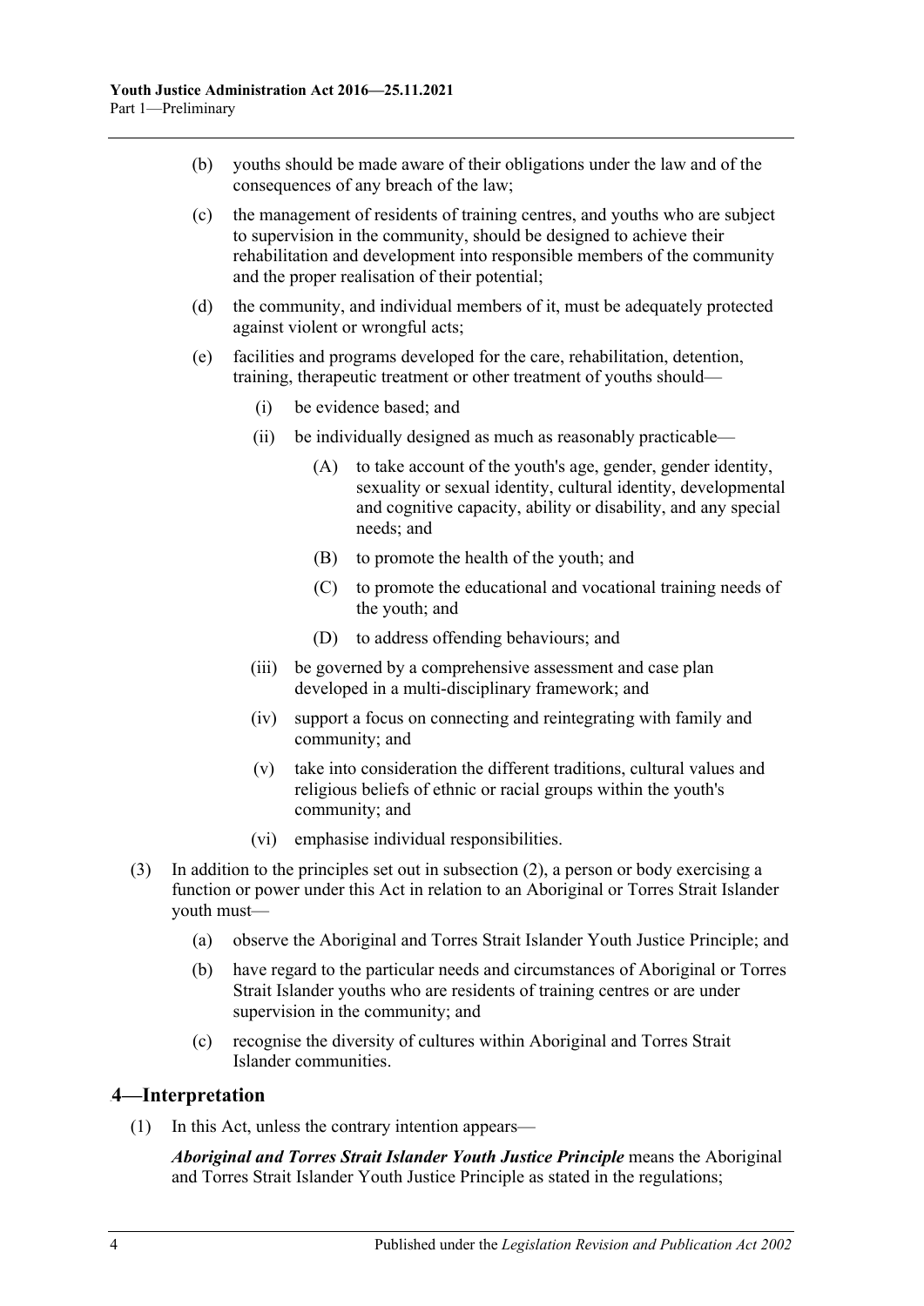(b) youths should be made aware of their obligations under the law and of the consequences of any breach of the law;

(c) the management of residents of training centres, and youths who are subject to supervision in the community, should be designed to achieve their rehabilitation and development into responsible members of the community and the proper realisation of their potential;

(d) the community, and individual members of it, must be adequately protected against violent or wrongful acts;

(e) facilities and programs developed for the care, rehabilitation, detention, training, therapeutic treatment or other treatment of youths should—

(i) be evidence based; and

(ii) be individually designed as much as reasonably practicable—

(A) to take account of the youth's age, gender, gender identity, sexuality or sexual identity, cultural identity, developmental and cognitive capacity, ability or disability, and any special needs; and

(B) to promote the health of the youth; and

(C) to promote the educational and vocational training needs of the youth; and

(D) to address offending behaviours; and

(iii) be governed by a comprehensive assessment and case plan developed in a multi-disciplinary framework; and

(iv) support a focus on connecting and reintegrating with family and community; and

(v) take into consideration the different traditions, cultural values and religious beliefs of ethnic or racial groups within the youth's community; and

(vi) emphasise individual responsibilities.

(3) In addition to the principles set out in subsection (2), a person or body exercising a function or power under this Act in relation to an Aboriginal or Torres Strait Islander youth must—

(a) observe the Aboriginal and Torres Strait Islander Youth Justice Principle; and

(b) have regard to the particular needs and circumstances of Aboriginal or Torres Strait Islander youths who are residents of training centres or are under supervision in the community; and

(c) recognise the diversity of cultures within Aboriginal and Torres Strait Islander communities.

## 4—Interpretation

(1) In this Act, unless the contrary intention appears—

***Aboriginal and Torres Strait Islander Youth Justice Principle*** means the Aboriginal and Torres Strait Islander Youth Justice Principle as stated in the regulations;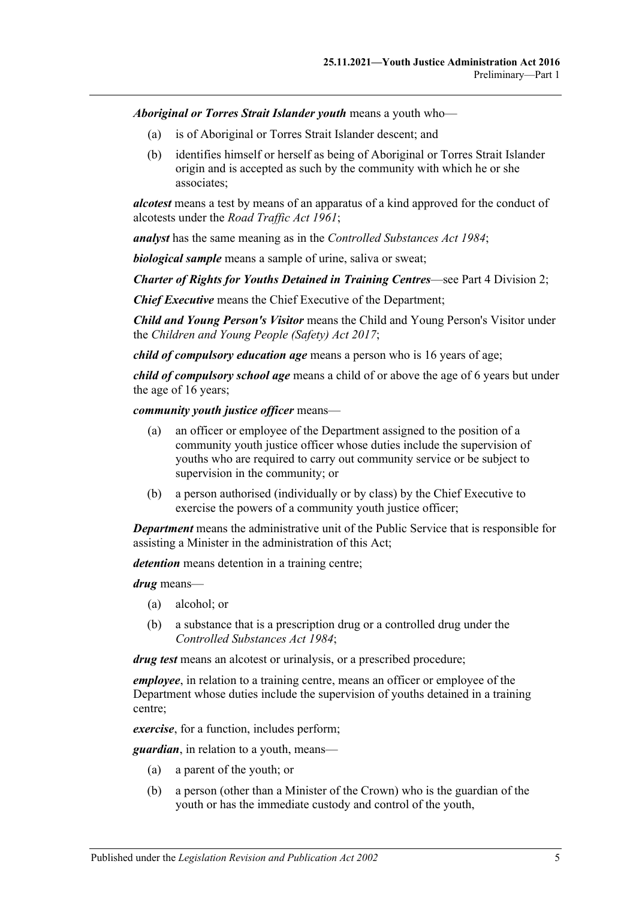***Aboriginal or Torres Strait Islander youth*** means a youth who—

(a) is of Aboriginal or Torres Strait Islander descent; and

(b) identifies himself or herself as being of Aboriginal or Torres Strait Islander origin and is accepted as such by the community with which he or she associates;

***alcotest*** means a test by means of an apparatus of a kind approved for the conduct of alcotests under the *Road Traffic Act 1961*;

***analyst*** has the same meaning as in the *Controlled Substances Act 1984*;

***biological sample*** means a sample of urine, saliva or sweat;

***Charter of Rights for Youths Detained in Training Centres***—see Part 4 Division 2;

***Chief Executive*** means the Chief Executive of the Department;

***Child and Young Person's Visitor*** means the Child and Young Person's Visitor under the *Children and Young People (Safety) Act 2017*;

***child of compulsory education age*** means a person who is 16 years of age;

***child of compulsory school age*** means a child of or above the age of 6 years but under the age of 16 years;

***community youth justice officer*** means—

(a) an officer or employee of the Department assigned to the position of a community youth justice officer whose duties include the supervision of youths who are required to carry out community service or be subject to supervision in the community; or

(b) a person authorised (individually or by class) by the Chief Executive to exercise the powers of a community youth justice officer;

***Department*** means the administrative unit of the Public Service that is responsible for assisting a Minister in the administration of this Act;

***detention*** means detention in a training centre;

***drug*** means—

(a) alcohol; or

(b) a substance that is a prescription drug or a controlled drug under the *Controlled Substances Act 1984*;

***drug test*** means an alcotest or urinalysis, or a prescribed procedure;

***employee***, in relation to a training centre, means an officer or employee of the Department whose duties include the supervision of youths detained in a training centre;

***exercise***, for a function, includes perform;

***guardian***, in relation to a youth, means—

(a) a parent of the youth; or

(b) a person (other than a Minister of the Crown) who is the guardian of the youth or has the immediate custody and control of the youth,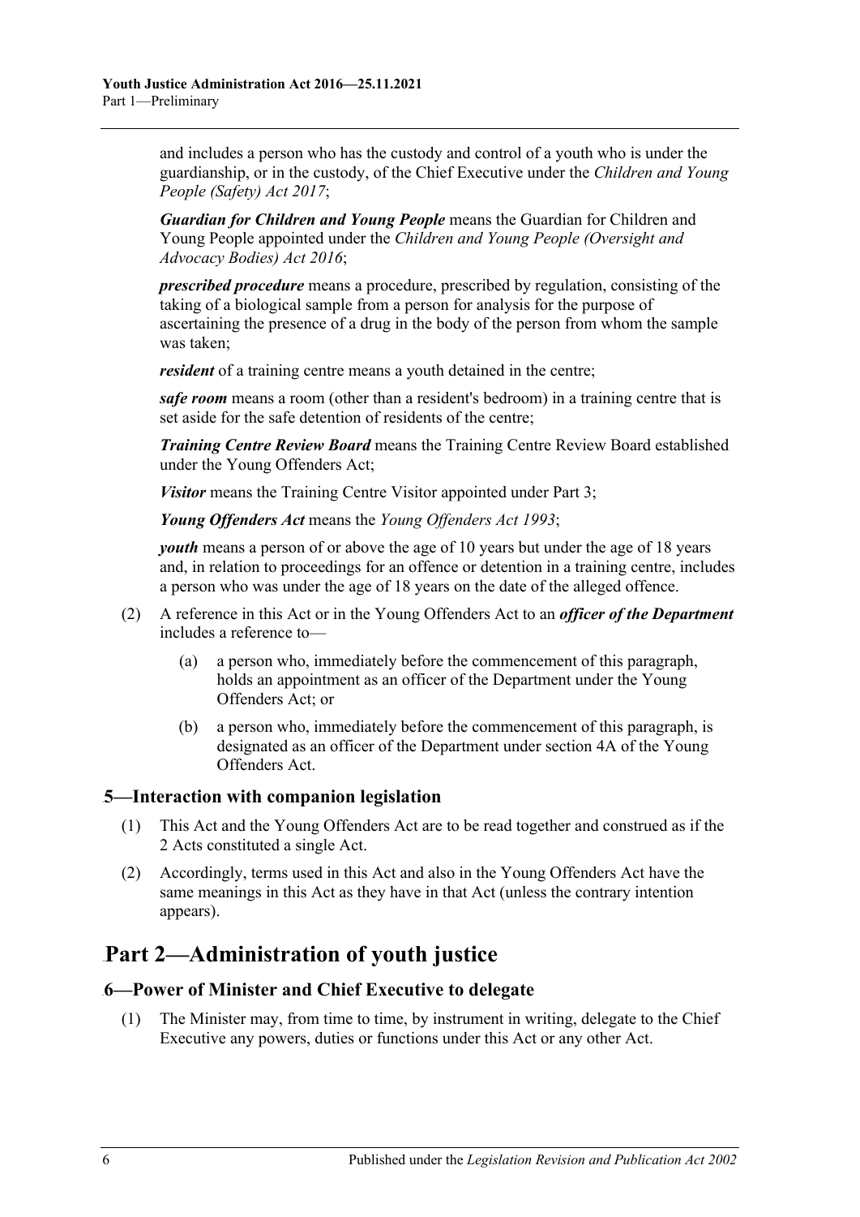and includes a person who has the custody and control of a youth who is under the guardianship, or in the custody, of the Chief Executive under the *Children and Young People (Safety) Act 2017*;

***Guardian for Children and Young People*** means the Guardian for Children and Young People appointed under the *Children and Young People (Oversight and Advocacy Bodies) Act 2016*;

***prescribed procedure*** means a procedure, prescribed by regulation, consisting of the taking of a biological sample from a person for analysis for the purpose of ascertaining the presence of a drug in the body of the person from whom the sample was taken;

***resident*** of a training centre means a youth detained in the centre;

***safe room*** means a room (other than a resident's bedroom) in a training centre that is set aside for the safe detention of residents of the centre;

***Training Centre Review Board*** means the Training Centre Review Board established under the Young Offenders Act;

***Visitor*** means the Training Centre Visitor appointed under Part 3;

***Young Offenders Act*** means the *Young Offenders Act 1993*;

***youth*** means a person of or above the age of 10 years but under the age of 18 years and, in relation to proceedings for an offence or detention in a training centre, includes a person who was under the age of 18 years on the date of the alleged offence.

(2) A reference in this Act or in the Young Offenders Act to an ***officer of the Department*** includes a reference to—

(a) a person who, immediately before the commencement of this paragraph, holds an appointment as an officer of the Department under the Young Offenders Act; or

(b) a person who, immediately before the commencement of this paragraph, is designated as an officer of the Department under section 4A of the Young Offenders Act.

### 5—Interaction with companion legislation

(1) This Act and the Young Offenders Act are to be read together and construed as if the 2 Acts constituted a single Act.

(2) Accordingly, terms used in this Act and also in the Young Offenders Act have the same meanings in this Act as they have in that Act (unless the contrary intention appears).

## Part 2—Administration of youth justice

### 6—Power of Minister and Chief Executive to delegate

(1) The Minister may, from time to time, by instrument in writing, delegate to the Chief Executive any powers, duties or functions under this Act or any other Act.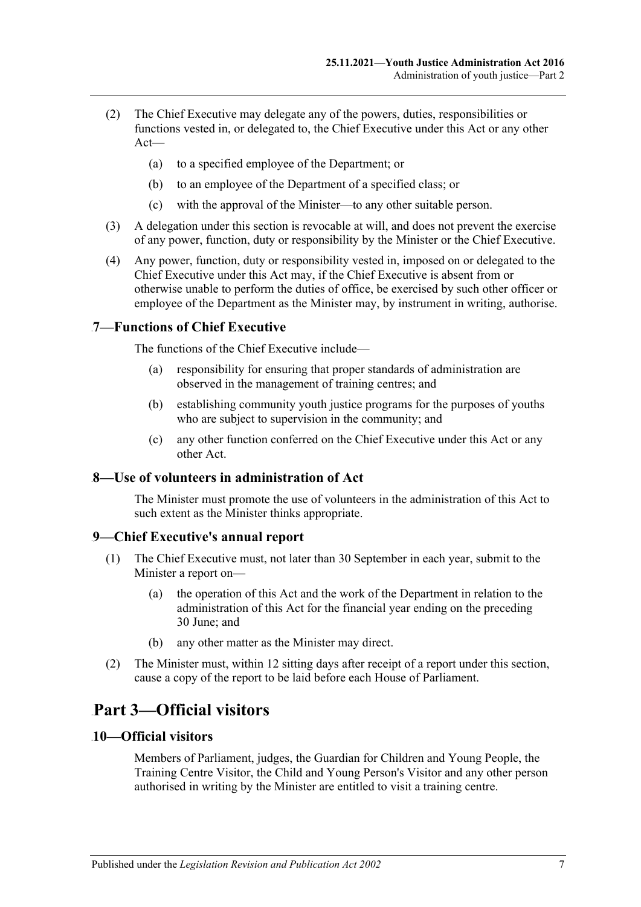(2) The Chief Executive may delegate any of the powers, duties, responsibilities or functions vested in, or delegated to, the Chief Executive under this Act or any other Act—

(a) to a specified employee of the Department; or

(b) to an employee of the Department of a specified class; or

(c) with the approval of the Minister—to any other suitable person.

(3) A delegation under this section is revocable at will, and does not prevent the exercise of any power, function, duty or responsibility by the Minister or the Chief Executive.

(4) Any power, function, duty or responsibility vested in, imposed on or delegated to the Chief Executive under this Act may, if the Chief Executive is absent from or otherwise unable to perform the duties of office, be exercised by such other officer or employee of the Department as the Minister may, by instrument in writing, authorise.

### 7—Functions of Chief Executive

The functions of the Chief Executive include—

(a) responsibility for ensuring that proper standards of administration are observed in the management of training centres; and

(b) establishing community youth justice programs for the purposes of youths who are subject to supervision in the community; and

(c) any other function conferred on the Chief Executive under this Act or any other Act.

### 8—Use of volunteers in administration of Act

The Minister must promote the use of volunteers in the administration of this Act to such extent as the Minister thinks appropriate.

### 9—Chief Executive's annual report

(1) The Chief Executive must, not later than 30 September in each year, submit to the Minister a report on—

(a) the operation of this Act and the work of the Department in relation to the administration of this Act for the financial year ending on the preceding 30 June; and

(b) any other matter as the Minister may direct.

(2) The Minister must, within 12 sitting days after receipt of a report under this section, cause a copy of the report to be laid before each House of Parliament.

## Part 3—Official visitors

### 10—Official visitors

Members of Parliament, judges, the Guardian for Children and Young People, the Training Centre Visitor, the Child and Young Person's Visitor and any other person authorised in writing by the Minister are entitled to visit a training centre.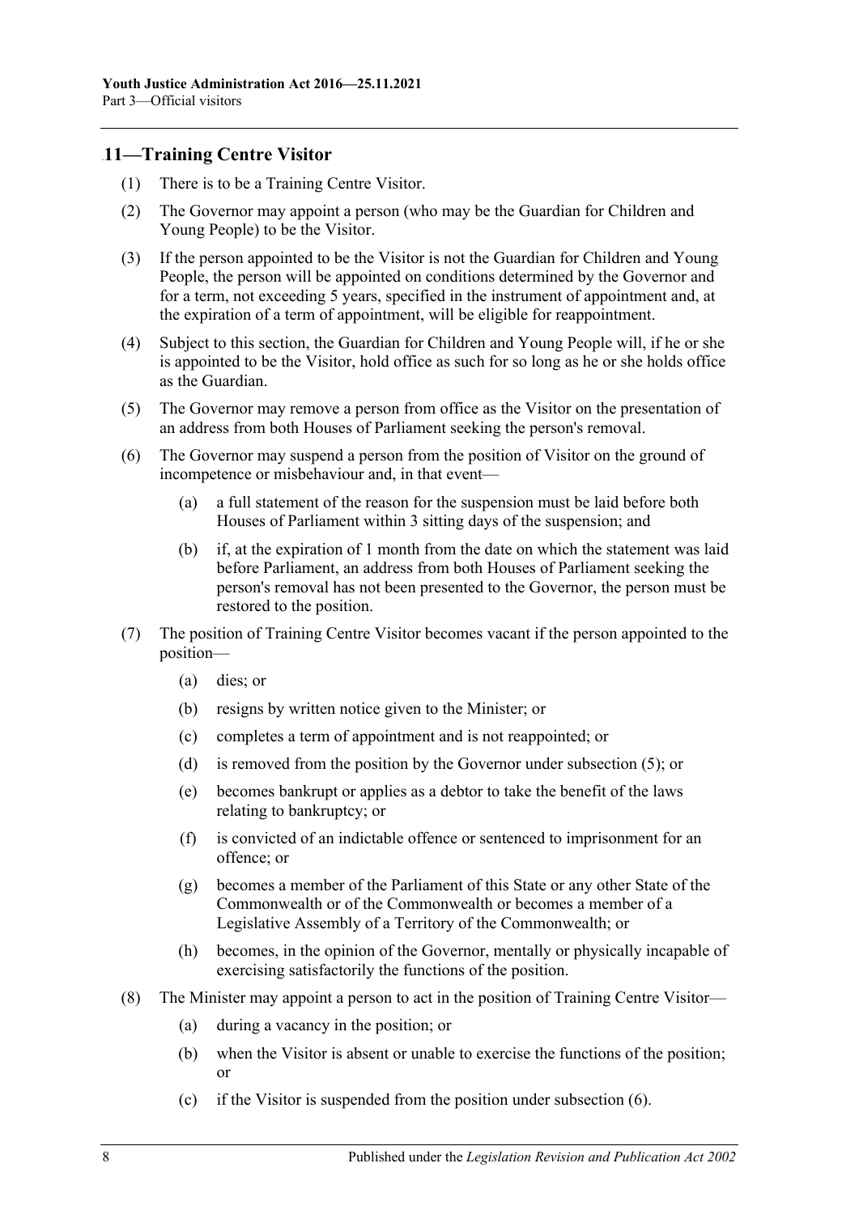## 11—Training Centre Visitor

(1) There is to be a Training Centre Visitor.

(2) The Governor may appoint a person (who may be the Guardian for Children and Young People) to be the Visitor.

(3) If the person appointed to be the Visitor is not the Guardian for Children and Young People, the person will be appointed on conditions determined by the Governor and for a term, not exceeding 5 years, specified in the instrument of appointment and, at the expiration of a term of appointment, will be eligible for reappointment.

(4) Subject to this section, the Guardian for Children and Young People will, if he or she is appointed to be the Visitor, hold office as such for so long as he or she holds office as the Guardian.

(5) The Governor may remove a person from office as the Visitor on the presentation of an address from both Houses of Parliament seeking the person's removal.

(6) The Governor may suspend a person from the position of Visitor on the ground of incompetence or misbehaviour and, in that event—

- (a) a full statement of the reason for the suspension must be laid before both Houses of Parliament within 3 sitting days of the suspension; and
- (b) if, at the expiration of 1 month from the date on which the statement was laid before Parliament, an address from both Houses of Parliament seeking the person's removal has not been presented to the Governor, the person must be restored to the position.

(7) The position of Training Centre Visitor becomes vacant if the person appointed to the position—

- (a) dies; or
- (b) resigns by written notice given to the Minister; or
- (c) completes a term of appointment and is not reappointed; or
- (d) is removed from the position by the Governor under subsection (5); or
- (e) becomes bankrupt or applies as a debtor to take the benefit of the laws relating to bankruptcy; or
- (f) is convicted of an indictable offence or sentenced to imprisonment for an offence; or
- (g) becomes a member of the Parliament of this State or any other State of the Commonwealth or of the Commonwealth or becomes a member of a Legislative Assembly of a Territory of the Commonwealth; or
- (h) becomes, in the opinion of the Governor, mentally or physically incapable of exercising satisfactorily the functions of the position.

(8) The Minister may appoint a person to act in the position of Training Centre Visitor—

- (a) during a vacancy in the position; or
- (b) when the Visitor is absent or unable to exercise the functions of the position; or
- (c) if the Visitor is suspended from the position under subsection (6).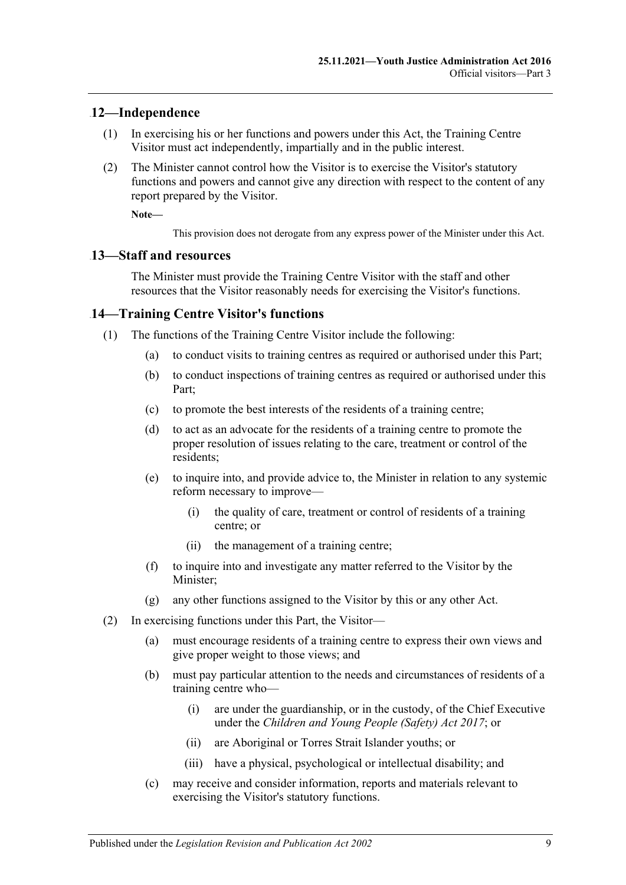## 12—Independence

(1) In exercising his or her functions and powers under this Act, the Training Centre Visitor must act independently, impartially and in the public interest.

(2) The Minister cannot control how the Visitor is to exercise the Visitor's statutory functions and powers and cannot give any direction with respect to the content of any report prepared by the Visitor.

**Note—**

This provision does not derogate from any express power of the Minister under this Act.

## 13—Staff and resources

The Minister must provide the Training Centre Visitor with the staff and other resources that the Visitor reasonably needs for exercising the Visitor's functions.

## 14—Training Centre Visitor's functions

(1) The functions of the Training Centre Visitor include the following:

(a) to conduct visits to training centres as required or authorised under this Part;

(b) to conduct inspections of training centres as required or authorised under this Part;

(c) to promote the best interests of the residents of a training centre;

(d) to act as an advocate for the residents of a training centre to promote the proper resolution of issues relating to the care, treatment or control of the residents;

(e) to inquire into, and provide advice to, the Minister in relation to any systemic reform necessary to improve—

(i) the quality of care, treatment or control of residents of a training centre; or

(ii) the management of a training centre;

(f) to inquire into and investigate any matter referred to the Visitor by the Minister;

(g) any other functions assigned to the Visitor by this or any other Act.

(2) In exercising functions under this Part, the Visitor—

(a) must encourage residents of a training centre to express their own views and give proper weight to those views; and

(b) must pay particular attention to the needs and circumstances of residents of a training centre who—

(i) are under the guardianship, or in the custody, of the Chief Executive under the *Children and Young People (Safety) Act 2017*; or

(ii) are Aboriginal or Torres Strait Islander youths; or

(iii) have a physical, psychological or intellectual disability; and

(c) may receive and consider information, reports and materials relevant to exercising the Visitor's statutory functions.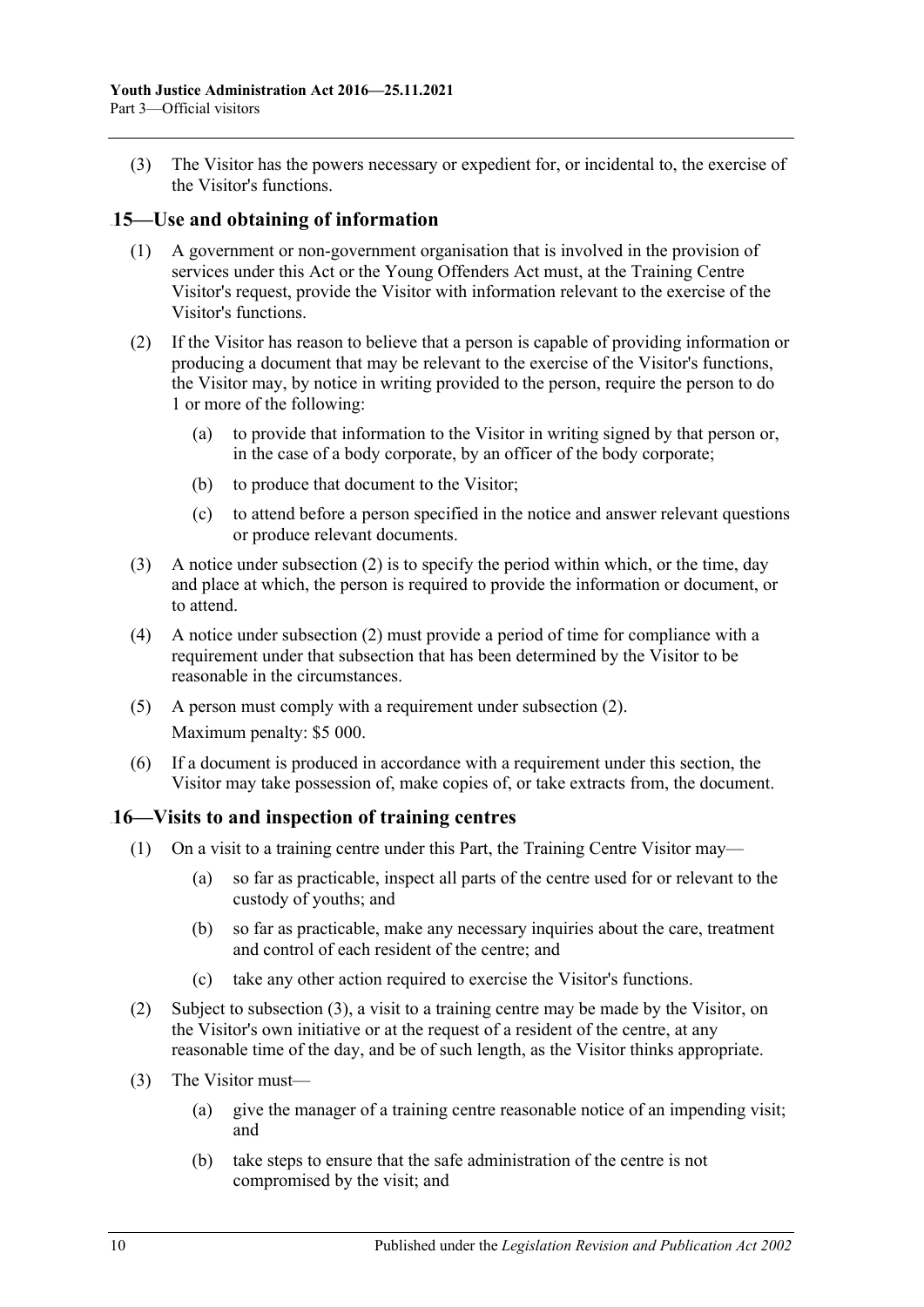(3) The Visitor has the powers necessary or expedient for, or incidental to, the exercise of the Visitor's functions.

## 15—Use and obtaining of information

(1) A government or non-government organisation that is involved in the provision of services under this Act or the Young Offenders Act must, at the Training Centre Visitor's request, provide the Visitor with information relevant to the exercise of the Visitor's functions.

(2) If the Visitor has reason to believe that a person is capable of providing information or producing a document that may be relevant to the exercise of the Visitor's functions, the Visitor may, by notice in writing provided to the person, require the person to do 1 or more of the following:

(a) to provide that information to the Visitor in writing signed by that person or, in the case of a body corporate, by an officer of the body corporate;

(b) to produce that document to the Visitor;

(c) to attend before a person specified in the notice and answer relevant questions or produce relevant documents.

(3) A notice under subsection (2) is to specify the period within which, or the time, day and place at which, the person is required to provide the information or document, or to attend.

(4) A notice under subsection (2) must provide a period of time for compliance with a requirement under that subsection that has been determined by the Visitor to be reasonable in the circumstances.

(5) A person must comply with a requirement under subsection (2).

Maximum penalty: $5 000.

(6) If a document is produced in accordance with a requirement under this section, the Visitor may take possession of, make copies of, or take extracts from, the document.

## 16—Visits to and inspection of training centres

(1) On a visit to a training centre under this Part, the Training Centre Visitor may—

(a) so far as practicable, inspect all parts of the centre used for or relevant to the custody of youths; and

(b) so far as practicable, make any necessary inquiries about the care, treatment and control of each resident of the centre; and

(c) take any other action required to exercise the Visitor's functions.

(2) Subject to subsection (3), a visit to a training centre may be made by the Visitor, on the Visitor's own initiative or at the request of a resident of the centre, at any reasonable time of the day, and be of such length, as the Visitor thinks appropriate.

(3) The Visitor must—

(a) give the manager of a training centre reasonable notice of an impending visit; and

(b) take steps to ensure that the safe administration of the centre is not compromised by the visit; and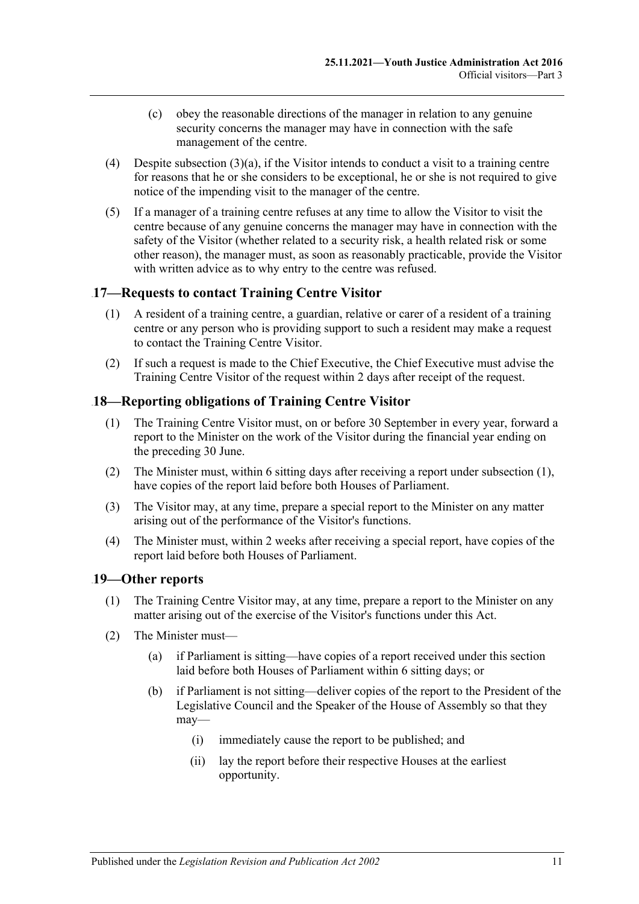(c) obey the reasonable directions of the manager in relation to any genuine security concerns the manager may have in connection with the safe management of the centre.

(4) Despite subsection (3)(a), if the Visitor intends to conduct a visit to a training centre for reasons that he or she considers to be exceptional, he or she is not required to give notice of the impending visit to the manager of the centre.

(5) If a manager of a training centre refuses at any time to allow the Visitor to visit the centre because of any genuine concerns the manager may have in connection with the safety of the Visitor (whether related to a security risk, a health related risk or some other reason), the manager must, as soon as reasonably practicable, provide the Visitor with written advice as to why entry to the centre was refused.

## 17—Requests to contact Training Centre Visitor

(1) A resident of a training centre, a guardian, relative or carer of a resident of a training centre or any person who is providing support to such a resident may make a request to contact the Training Centre Visitor.

(2) If such a request is made to the Chief Executive, the Chief Executive must advise the Training Centre Visitor of the request within 2 days after receipt of the request.

## 18—Reporting obligations of Training Centre Visitor

(1) The Training Centre Visitor must, on or before 30 September in every year, forward a report to the Minister on the work of the Visitor during the financial year ending on the preceding 30 June.

(2) The Minister must, within 6 sitting days after receiving a report under subsection (1), have copies of the report laid before both Houses of Parliament.

(3) The Visitor may, at any time, prepare a special report to the Minister on any matter arising out of the performance of the Visitor's functions.

(4) The Minister must, within 2 weeks after receiving a special report, have copies of the report laid before both Houses of Parliament.

## 19—Other reports

(1) The Training Centre Visitor may, at any time, prepare a report to the Minister on any matter arising out of the exercise of the Visitor's functions under this Act.

(2) The Minister must—

(a) if Parliament is sitting—have copies of a report received under this section laid before both Houses of Parliament within 6 sitting days; or

(b) if Parliament is not sitting—deliver copies of the report to the President of the Legislative Council and the Speaker of the House of Assembly so that they may—

(i) immediately cause the report to be published; and

(ii) lay the report before their respective Houses at the earliest opportunity.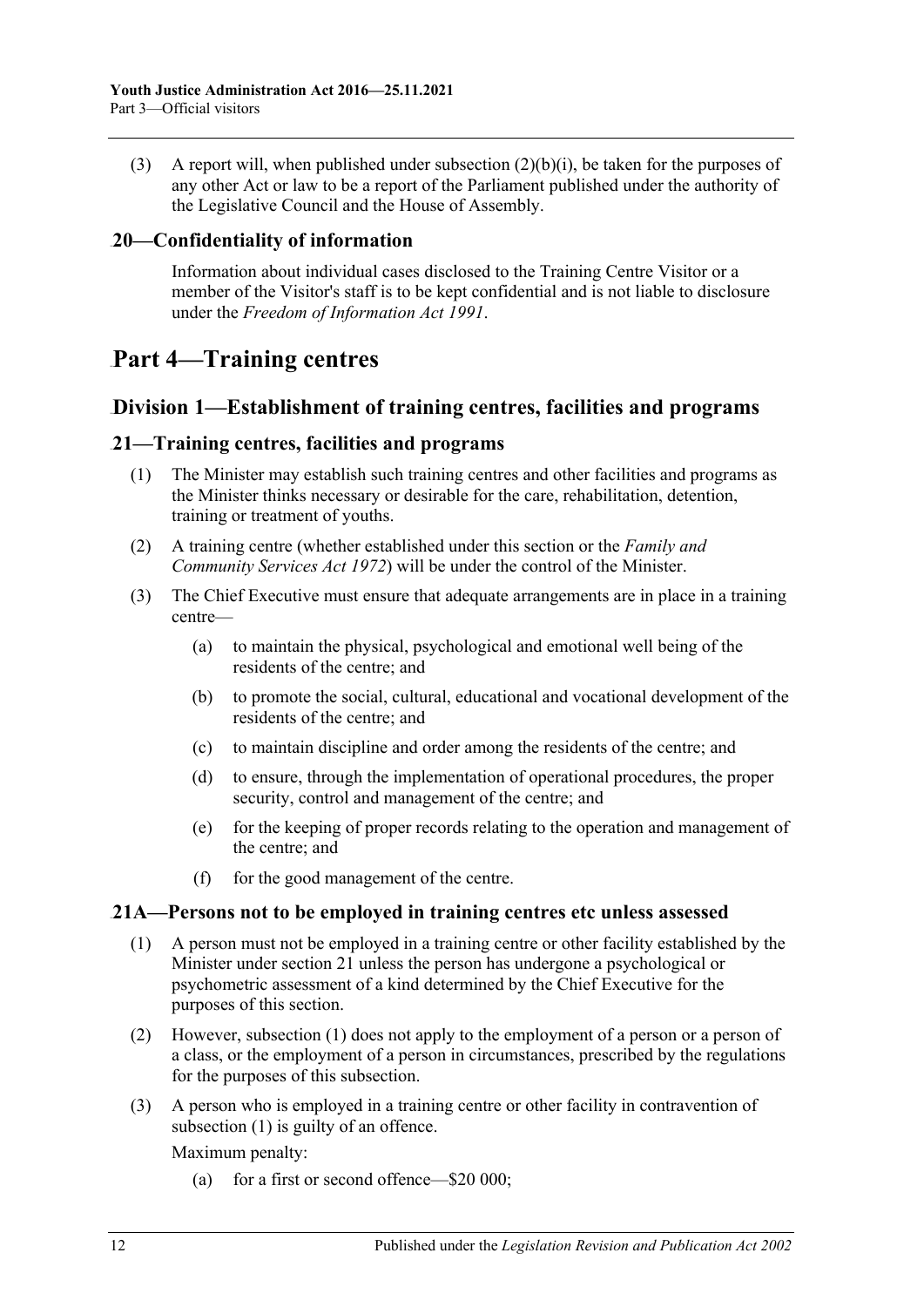(3) A report will, when published under subsection (2)(b)(i), be taken for the purposes of any other Act or law to be a report of the Parliament published under the authority of the Legislative Council and the House of Assembly.

### 20—Confidentiality of information

Information about individual cases disclosed to the Training Centre Visitor or a member of the Visitor's staff is to be kept confidential and is not liable to disclosure under the *Freedom of Information Act 1991*.

# Part 4—Training centres

## Division 1—Establishment of training centres, facilities and programs

### 21—Training centres, facilities and programs

(1) The Minister may establish such training centres and other facilities and programs as the Minister thinks necessary or desirable for the care, rehabilitation, detention, training or treatment of youths.

(2) A training centre (whether established under this section or the *Family and Community Services Act 1972*) will be under the control of the Minister.

(3) The Chief Executive must ensure that adequate arrangements are in place in a training centre—

(a) to maintain the physical, psychological and emotional well being of the residents of the centre; and

(b) to promote the social, cultural, educational and vocational development of the residents of the centre; and

(c) to maintain discipline and order among the residents of the centre; and

(d) to ensure, through the implementation of operational procedures, the proper security, control and management of the centre; and

(e) for the keeping of proper records relating to the operation and management of the centre; and

(f) for the good management of the centre.

### 21A—Persons not to be employed in training centres etc unless assessed

(1) A person must not be employed in a training centre or other facility established by the Minister under section 21 unless the person has undergone a psychological or psychometric assessment of a kind determined by the Chief Executive for the purposes of this section.

(2) However, subsection (1) does not apply to the employment of a person or a person of a class, or the employment of a person in circumstances, prescribed by the regulations for the purposes of this subsection.

(3) A person who is employed in a training centre or other facility in contravention of subsection (1) is guilty of an offence.

Maximum penalty:

(a) for a first or second offence—$20 000;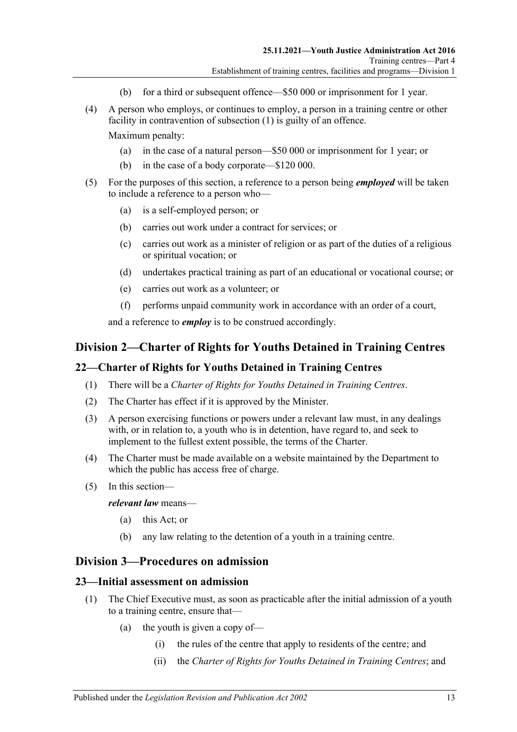(b) for a third or subsequent offence—$50 000 or imprisonment for 1 year.

(4) A person who employs, or continues to employ, a person in a training centre or other facility in contravention of subsection (1) is guilty of an offence.

Maximum penalty:

(a) in the case of a natural person—$50 000 or imprisonment for 1 year; or

(b) in the case of a body corporate—$120 000.

(5) For the purposes of this section, a reference to a person being ***employed*** will be taken to include a reference to a person who—

(a) is a self-employed person; or

(b) carries out work under a contract for services; or

(c) carries out work as a minister of religion or as part of the duties of a religious or spiritual vocation; or

(d) undertakes practical training as part of an educational or vocational course; or

(e) carries out work as a volunteer; or

(f) performs unpaid community work in accordance with an order of a court,

and a reference to ***employ*** is to be construed accordingly.

## Division 2—Charter of Rights for Youths Detained in Training Centres

### 22—Charter of Rights for Youths Detained in Training Centres

(1) There will be a *Charter of Rights for Youths Detained in Training Centres*.

(2) The Charter has effect if it is approved by the Minister.

(3) A person exercising functions or powers under a relevant law must, in any dealings with, or in relation to, a youth who is in detention, have regard to, and seek to implement to the fullest extent possible, the terms of the Charter.

(4) The Charter must be made available on a website maintained by the Department to which the public has access free of charge.

(5) In this section—

***relevant law*** means—

(a) this Act; or

(b) any law relating to the detention of a youth in a training centre.

## Division 3—Procedures on admission

### 23—Initial assessment on admission

(1) The Chief Executive must, as soon as practicable after the initial admission of a youth to a training centre, ensure that—

(a) the youth is given a copy of—

(i) the rules of the centre that apply to residents of the centre; and

(ii) the *Charter of Rights for Youths Detained in Training Centres*; and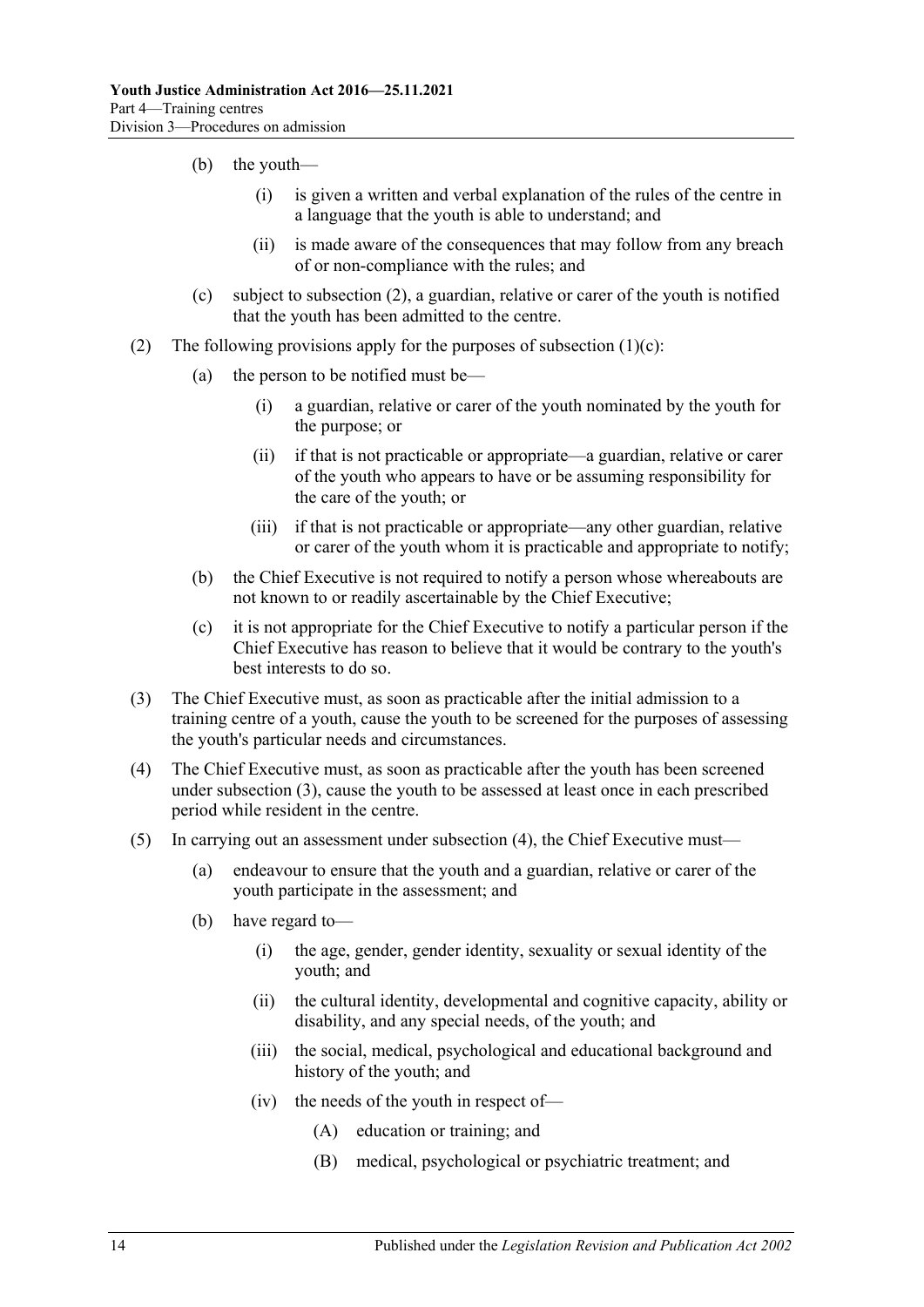(b) the youth—

(i) is given a written and verbal explanation of the rules of the centre in a language that the youth is able to understand; and

(ii) is made aware of the consequences that may follow from any breach of or non-compliance with the rules; and

(c) subject to subsection (2), a guardian, relative or carer of the youth is notified that the youth has been admitted to the centre.

(2) The following provisions apply for the purposes of subsection (1)(c):

(a) the person to be notified must be—

(i) a guardian, relative or carer of the youth nominated by the youth for the purpose; or

(ii) if that is not practicable or appropriate—a guardian, relative or carer of the youth who appears to have or be assuming responsibility for the care of the youth; or

(iii) if that is not practicable or appropriate—any other guardian, relative or carer of the youth whom it is practicable and appropriate to notify;

(b) the Chief Executive is not required to notify a person whose whereabouts are not known to or readily ascertainable by the Chief Executive;

(c) it is not appropriate for the Chief Executive to notify a particular person if the Chief Executive has reason to believe that it would be contrary to the youth's best interests to do so.

(3) The Chief Executive must, as soon as practicable after the initial admission to a training centre of a youth, cause the youth to be screened for the purposes of assessing the youth's particular needs and circumstances.

(4) The Chief Executive must, as soon as practicable after the youth has been screened under subsection (3), cause the youth to be assessed at least once in each prescribed period while resident in the centre.

(5) In carrying out an assessment under subsection (4), the Chief Executive must—

(a) endeavour to ensure that the youth and a guardian, relative or carer of the youth participate in the assessment; and

(b) have regard to—

(i) the age, gender, gender identity, sexuality or sexual identity of the youth; and

(ii) the cultural identity, developmental and cognitive capacity, ability or disability, and any special needs, of the youth; and

(iii) the social, medical, psychological and educational background and history of the youth; and

(iv) the needs of the youth in respect of—

(A) education or training; and

(B) medical, psychological or psychiatric treatment; and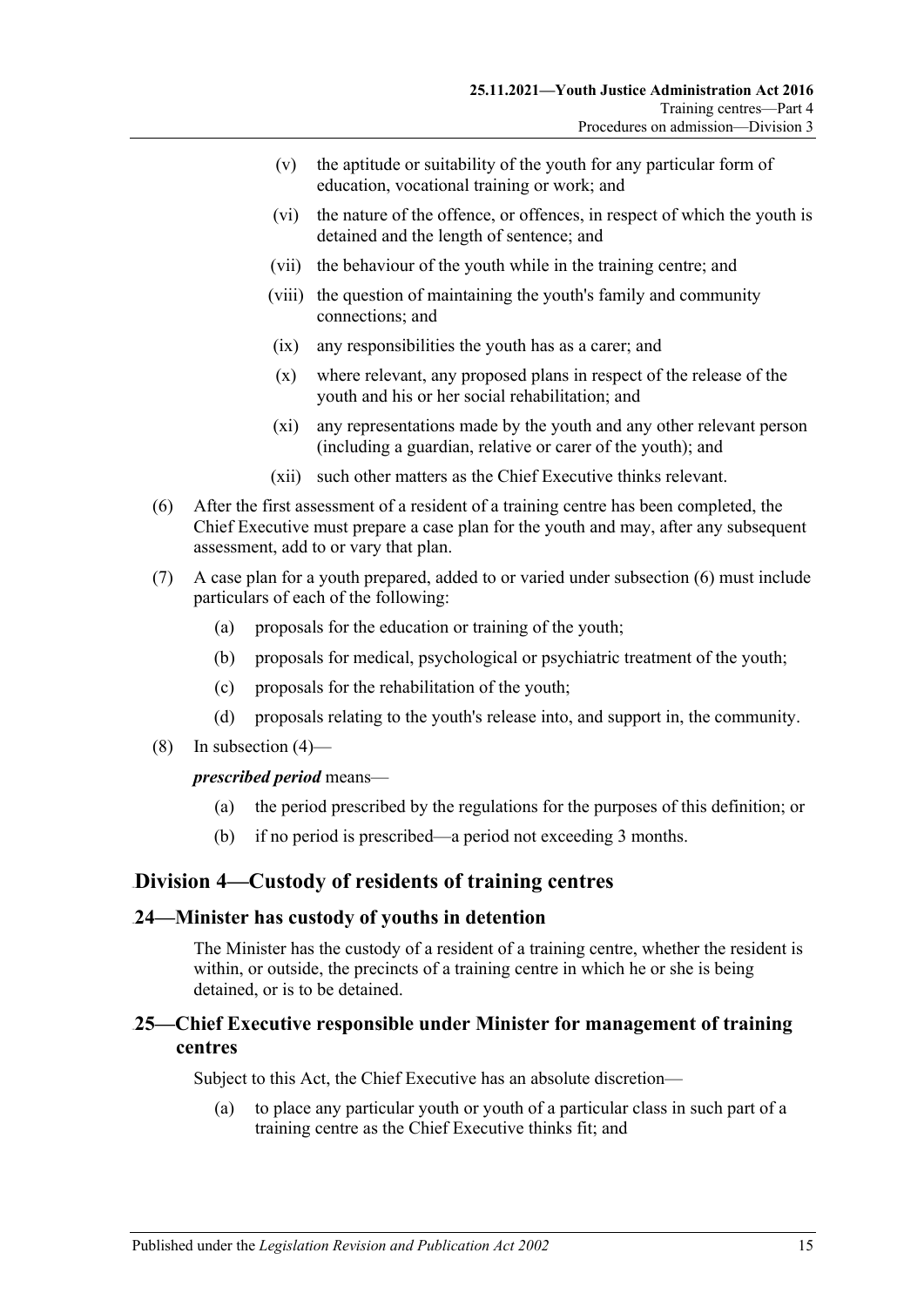(v) the aptitude or suitability of the youth for any particular form of education, vocational training or work; and

(vi) the nature of the offence, or offences, in respect of which the youth is detained and the length of sentence; and

(vii) the behaviour of the youth while in the training centre; and

(viii) the question of maintaining the youth's family and community connections; and

(ix) any responsibilities the youth has as a carer; and

(x) where relevant, any proposed plans in respect of the release of the youth and his or her social rehabilitation; and

(xi) any representations made by the youth and any other relevant person (including a guardian, relative or carer of the youth); and

(xii) such other matters as the Chief Executive thinks relevant.

(6) After the first assessment of a resident of a training centre has been completed, the Chief Executive must prepare a case plan for the youth and may, after any subsequent assessment, add to or vary that plan.

(7) A case plan for a youth prepared, added to or varied under subsection (6) must include particulars of each of the following:

(a) proposals for the education or training of the youth;

(b) proposals for medical, psychological or psychiatric treatment of the youth;

(c) proposals for the rehabilitation of the youth;

(d) proposals relating to the youth's release into, and support in, the community.

(8) In subsection (4)—

***prescribed period*** means—

(a) the period prescribed by the regulations for the purposes of this definition; or

(b) if no period is prescribed—a period not exceeding 3 months.

## Division 4—Custody of residents of training centres

### 24—Minister has custody of youths in detention

The Minister has the custody of a resident of a training centre, whether the resident is within, or outside, the precincts of a training centre in which he or she is being detained, or is to be detained.

### 25—Chief Executive responsible under Minister for management of training centres

Subject to this Act, the Chief Executive has an absolute discretion—

(a) to place any particular youth or youth of a particular class in such part of a training centre as the Chief Executive thinks fit; and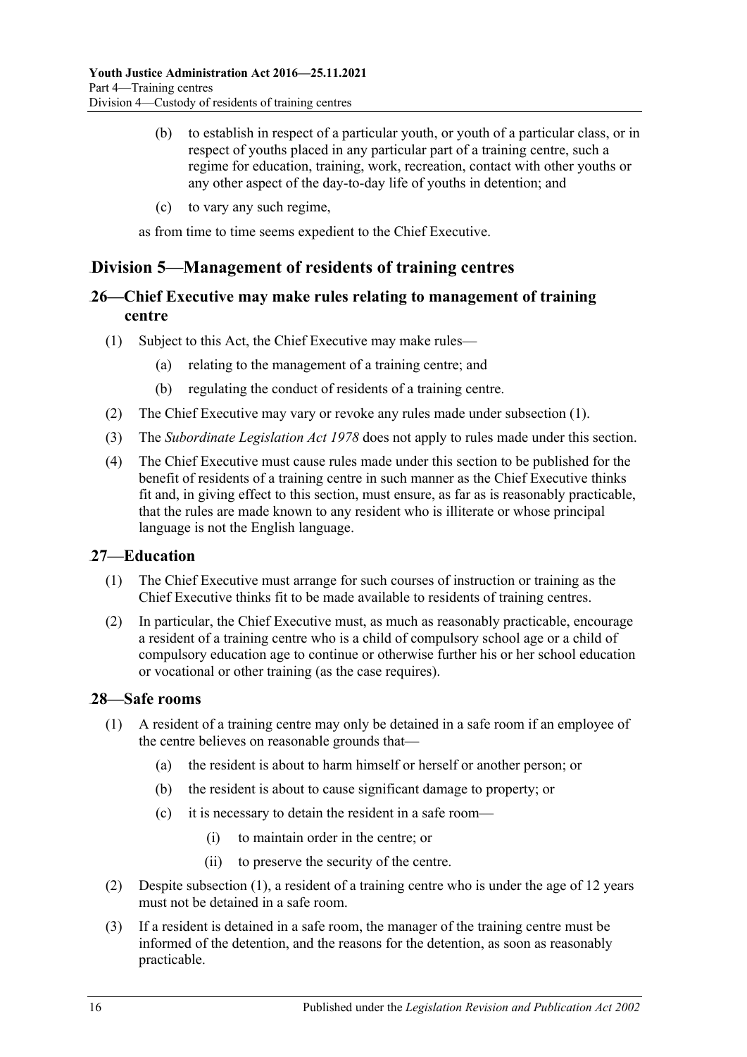(b) to establish in respect of a particular youth, or youth of a particular class, or in respect of youths placed in any particular part of a training centre, such a regime for education, training, work, recreation, contact with other youths or any other aspect of the day-to-day life of youths in detention; and

(c) to vary any such regime,

as from time to time seems expedient to the Chief Executive.

## Division 5—Management of residents of training centres

### 26—Chief Executive may make rules relating to management of training centre

(1) Subject to this Act, the Chief Executive may make rules—

(a) relating to the management of a training centre; and

(b) regulating the conduct of residents of a training centre.

(2) The Chief Executive may vary or revoke any rules made under subsection (1).

(3) The *Subordinate Legislation Act 1978* does not apply to rules made under this section.

(4) The Chief Executive must cause rules made under this section to be published for the benefit of residents of a training centre in such manner as the Chief Executive thinks fit and, in giving effect to this section, must ensure, as far as is reasonably practicable, that the rules are made known to any resident who is illiterate or whose principal language is not the English language.

### 27—Education

(1) The Chief Executive must arrange for such courses of instruction or training as the Chief Executive thinks fit to be made available to residents of training centres.

(2) In particular, the Chief Executive must, as much as reasonably practicable, encourage a resident of a training centre who is a child of compulsory school age or a child of compulsory education age to continue or otherwise further his or her school education or vocational or other training (as the case requires).

### 28—Safe rooms

(1) A resident of a training centre may only be detained in a safe room if an employee of the centre believes on reasonable grounds that—

(a) the resident is about to harm himself or herself or another person; or

(b) the resident is about to cause significant damage to property; or

(c) it is necessary to detain the resident in a safe room—

(i) to maintain order in the centre; or

(ii) to preserve the security of the centre.

(2) Despite subsection (1), a resident of a training centre who is under the age of 12 years must not be detained in a safe room.

(3) If a resident is detained in a safe room, the manager of the training centre must be informed of the detention, and the reasons for the detention, as soon as reasonably practicable.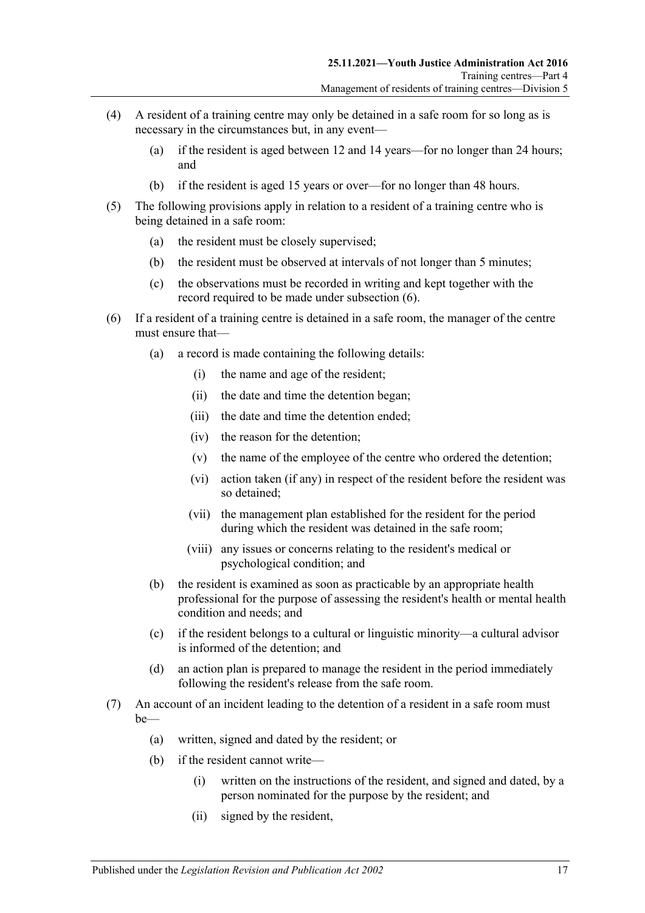(4) A resident of a training centre may only be detained in a safe room for so long as is necessary in the circumstances but, in any event—

  (a) if the resident is aged between 12 and 14 years—for no longer than 24 hours; and

  (b) if the resident is aged 15 years or over—for no longer than 48 hours.

(5) The following provisions apply in relation to a resident of a training centre who is being detained in a safe room:

  (a) the resident must be closely supervised;

  (b) the resident must be observed at intervals of not longer than 5 minutes;

  (c) the observations must be recorded in writing and kept together with the record required to be made under subsection (6).

(6) If a resident of a training centre is detained in a safe room, the manager of the centre must ensure that—

  (a) a record is made containing the following details:

    (i) the name and age of the resident;

    (ii) the date and time the detention began;

    (iii) the date and time the detention ended;

    (iv) the reason for the detention;

    (v) the name of the employee of the centre who ordered the detention;

    (vi) action taken (if any) in respect of the resident before the resident was so detained;

    (vii) the management plan established for the resident for the period during which the resident was detained in the safe room;

    (viii) any issues or concerns relating to the resident's medical or psychological condition; and

  (b) the resident is examined as soon as practicable by an appropriate health professional for the purpose of assessing the resident's health or mental health condition and needs; and

  (c) if the resident belongs to a cultural or linguistic minority—a cultural advisor is informed of the detention; and

  (d) an action plan is prepared to manage the resident in the period immediately following the resident's release from the safe room.

(7) An account of an incident leading to the detention of a resident in a safe room must be—

  (a) written, signed and dated by the resident; or

  (b) if the resident cannot write—

    (i) written on the instructions of the resident, and signed and dated, by a person nominated for the purpose by the resident; and

    (ii) signed by the resident,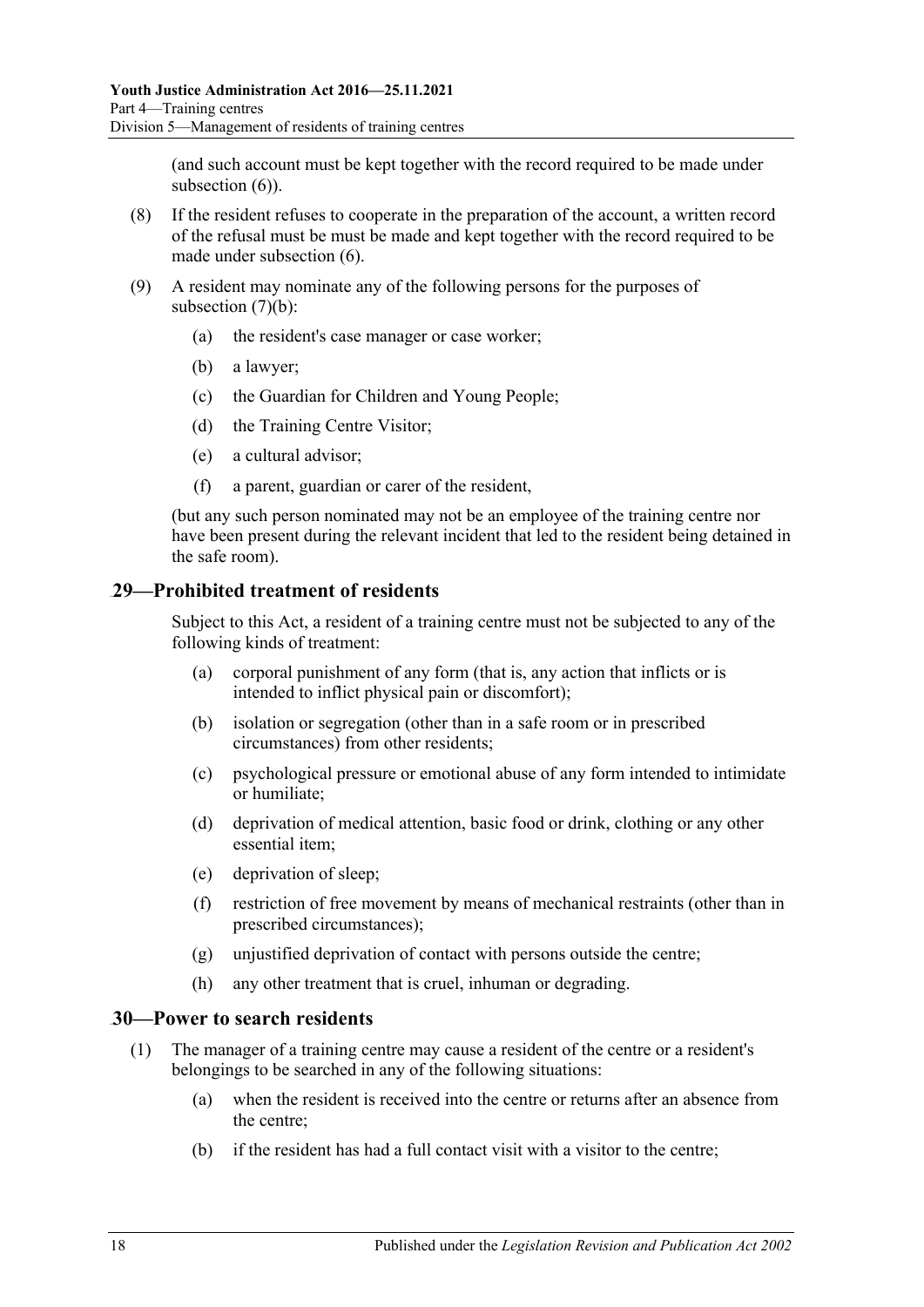(and such account must be kept together with the record required to be made under subsection (6)).

(8) If the resident refuses to cooperate in the preparation of the account, a written record of the refusal must be must be made and kept together with the record required to be made under subsection (6).

(9) A resident may nominate any of the following persons for the purposes of subsection (7)(b):

(a) the resident's case manager or case worker;

(b) a lawyer;

(c) the Guardian for Children and Young People;

(d) the Training Centre Visitor;

(e) a cultural advisor;

(f) a parent, guardian or carer of the resident,

(but any such person nominated may not be an employee of the training centre nor have been present during the relevant incident that led to the resident being detained in the safe room).

## 29—Prohibited treatment of residents

Subject to this Act, a resident of a training centre must not be subjected to any of the following kinds of treatment:

(a) corporal punishment of any form (that is, any action that inflicts or is intended to inflict physical pain or discomfort);

(b) isolation or segregation (other than in a safe room or in prescribed circumstances) from other residents;

(c) psychological pressure or emotional abuse of any form intended to intimidate or humiliate;

(d) deprivation of medical attention, basic food or drink, clothing or any other essential item;

(e) deprivation of sleep;

(f) restriction of free movement by means of mechanical restraints (other than in prescribed circumstances);

(g) unjustified deprivation of contact with persons outside the centre;

(h) any other treatment that is cruel, inhuman or degrading.

## 30—Power to search residents

(1) The manager of a training centre may cause a resident of the centre or a resident's belongings to be searched in any of the following situations:

(a) when the resident is received into the centre or returns after an absence from the centre;

(b) if the resident has had a full contact visit with a visitor to the centre;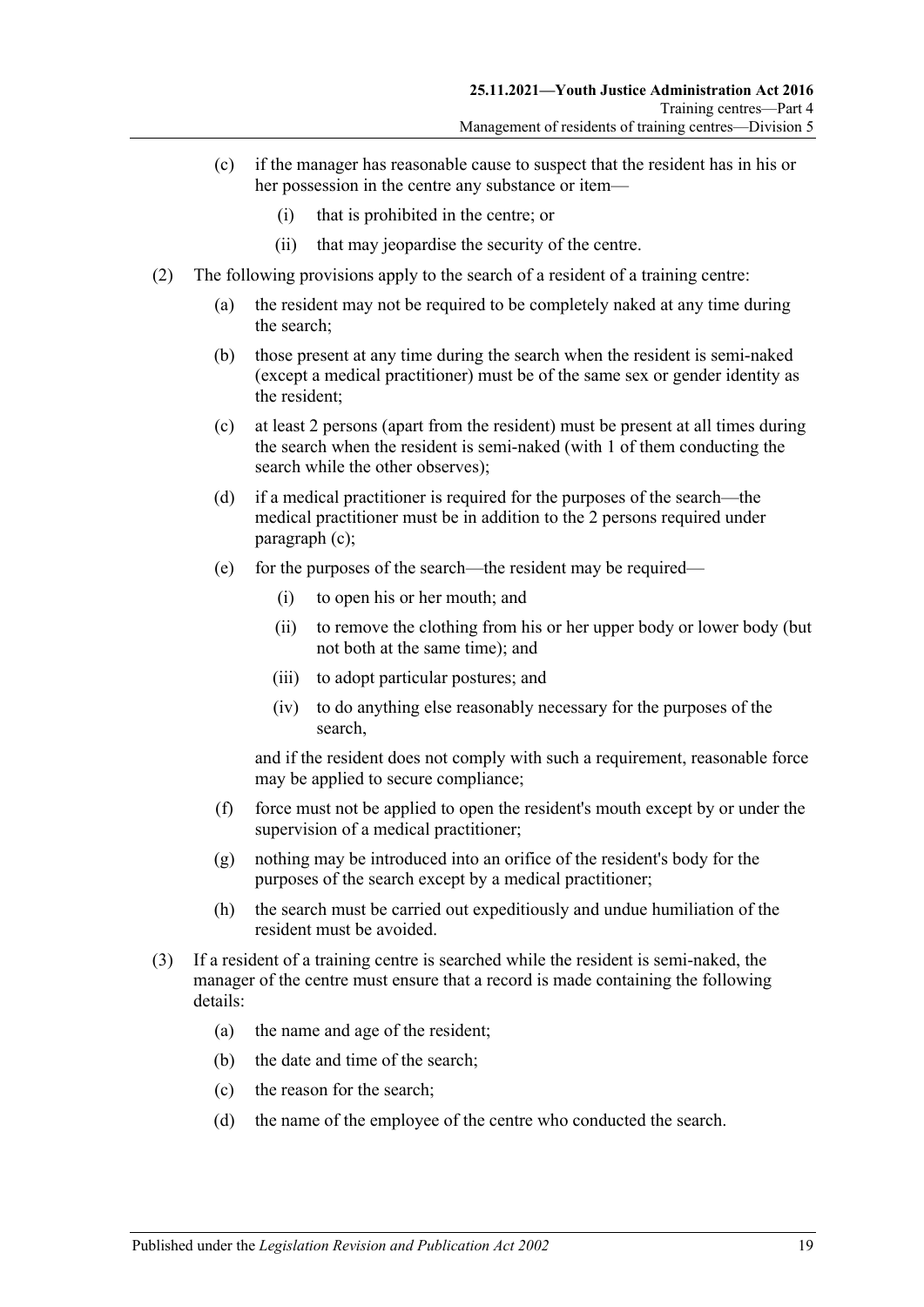(c) if the manager has reasonable cause to suspect that the resident has in his or her possession in the centre any substance or item—

(i) that is prohibited in the centre; or

(ii) that may jeopardise the security of the centre.

(2) The following provisions apply to the search of a resident of a training centre:

(a) the resident may not be required to be completely naked at any time during the search;

(b) those present at any time during the search when the resident is semi-naked (except a medical practitioner) must be of the same sex or gender identity as the resident;

(c) at least 2 persons (apart from the resident) must be present at all times during the search when the resident is semi-naked (with 1 of them conducting the search while the other observes);

(d) if a medical practitioner is required for the purposes of the search—the medical practitioner must be in addition to the 2 persons required under paragraph (c);

(e) for the purposes of the search—the resident may be required—

(i) to open his or her mouth; and

(ii) to remove the clothing from his or her upper body or lower body (but not both at the same time); and

(iii) to adopt particular postures; and

(iv) to do anything else reasonably necessary for the purposes of the search,

and if the resident does not comply with such a requirement, reasonable force may be applied to secure compliance;

(f) force must not be applied to open the resident's mouth except by or under the supervision of a medical practitioner;

(g) nothing may be introduced into an orifice of the resident's body for the purposes of the search except by a medical practitioner;

(h) the search must be carried out expeditiously and undue humiliation of the resident must be avoided.

(3) If a resident of a training centre is searched while the resident is semi-naked, the manager of the centre must ensure that a record is made containing the following details:

(a) the name and age of the resident;

(b) the date and time of the search;

(c) the reason for the search;

(d) the name of the employee of the centre who conducted the search.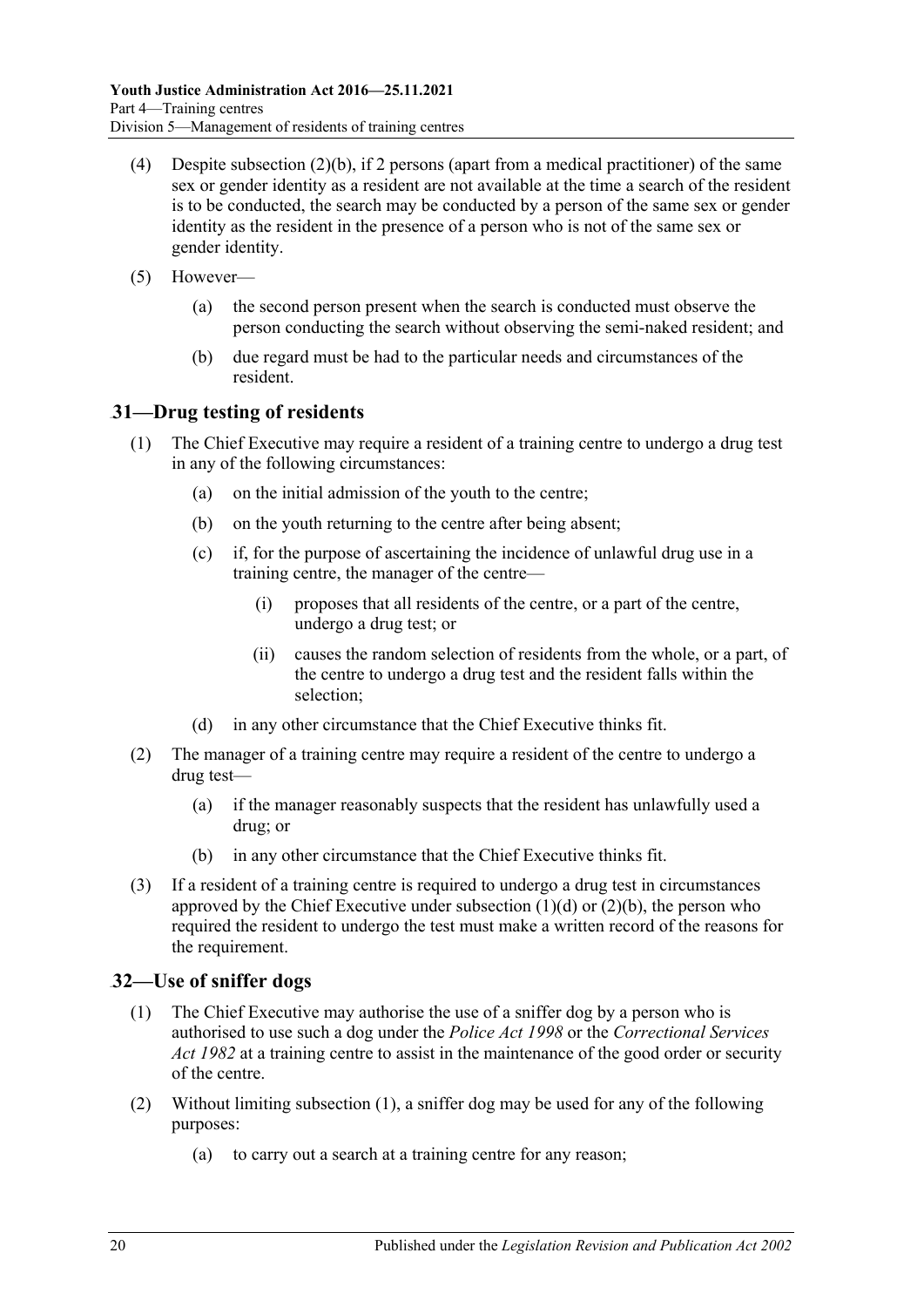(4) Despite subsection (2)(b), if 2 persons (apart from a medical practitioner) of the same sex or gender identity as a resident are not available at the time a search of the resident is to be conducted, the search may be conducted by a person of the same sex or gender identity as the resident in the presence of a person who is not of the same sex or gender identity.

(5) However—

(a) the second person present when the search is conducted must observe the person conducting the search without observing the semi-naked resident; and

(b) due regard must be had to the particular needs and circumstances of the resident.

## 31—Drug testing of residents

(1) The Chief Executive may require a resident of a training centre to undergo a drug test in any of the following circumstances:

(a) on the initial admission of the youth to the centre;

(b) on the youth returning to the centre after being absent;

(c) if, for the purpose of ascertaining the incidence of unlawful drug use in a training centre, the manager of the centre—

(i) proposes that all residents of the centre, or a part of the centre, undergo a drug test; or

(ii) causes the random selection of residents from the whole, or a part, of the centre to undergo a drug test and the resident falls within the selection;

(d) in any other circumstance that the Chief Executive thinks fit.

(2) The manager of a training centre may require a resident of the centre to undergo a drug test—

(a) if the manager reasonably suspects that the resident has unlawfully used a drug; or

(b) in any other circumstance that the Chief Executive thinks fit.

(3) If a resident of a training centre is required to undergo a drug test in circumstances approved by the Chief Executive under subsection (1)(d) or (2)(b), the person who required the resident to undergo the test must make a written record of the reasons for the requirement.

## 32—Use of sniffer dogs

(1) The Chief Executive may authorise the use of a sniffer dog by a person who is authorised to use such a dog under the *Police Act 1998* or the *Correctional Services Act 1982* at a training centre to assist in the maintenance of the good order or security of the centre.

(2) Without limiting subsection (1), a sniffer dog may be used for any of the following purposes:

(a) to carry out a search at a training centre for any reason;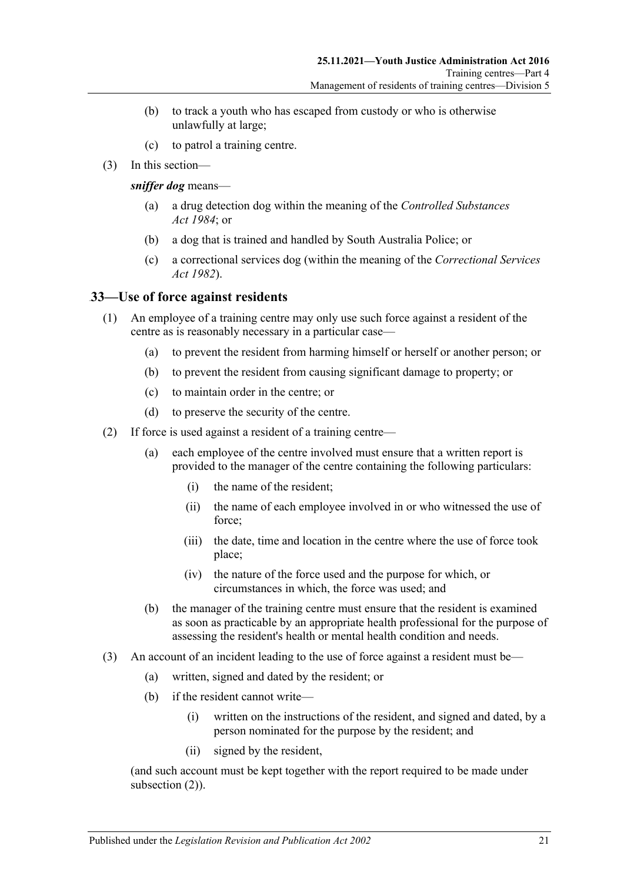(b) to track a youth who has escaped from custody or who is otherwise unlawfully at large;

(c) to patrol a training centre.

(3) In this section—

***sniffer dog*** means—

(a) a drug detection dog within the meaning of the *Controlled Substances Act 1984*; or

(b) a dog that is trained and handled by South Australia Police; or

(c) a correctional services dog (within the meaning of the *Correctional Services Act 1982*).

## 33—Use of force against residents

(1) An employee of a training centre may only use such force against a resident of the centre as is reasonably necessary in a particular case—

(a) to prevent the resident from harming himself or herself or another person; or

(b) to prevent the resident from causing significant damage to property; or

(c) to maintain order in the centre; or

(d) to preserve the security of the centre.

(2) If force is used against a resident of a training centre—

(a) each employee of the centre involved must ensure that a written report is provided to the manager of the centre containing the following particulars:

(i) the name of the resident;

(ii) the name of each employee involved in or who witnessed the use of force;

(iii) the date, time and location in the centre where the use of force took place;

(iv) the nature of the force used and the purpose for which, or circumstances in which, the force was used; and

(b) the manager of the training centre must ensure that the resident is examined as soon as practicable by an appropriate health professional for the purpose of assessing the resident's health or mental health condition and needs.

(3) An account of an incident leading to the use of force against a resident must be—

(a) written, signed and dated by the resident; or

(b) if the resident cannot write—

(i) written on the instructions of the resident, and signed and dated, by a person nominated for the purpose by the resident; and

(ii) signed by the resident,

(and such account must be kept together with the report required to be made under subsection (2)).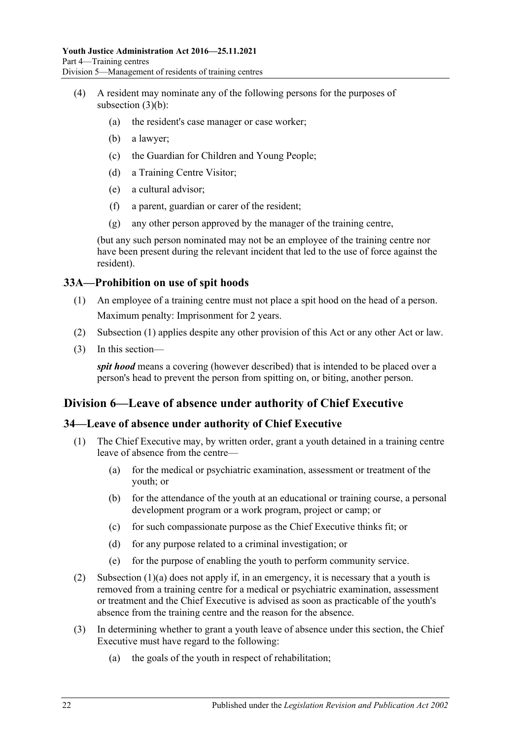(4) A resident may nominate any of the following persons for the purposes of subsection (3)(b):

(a) the resident's case manager or case worker;

(b) a lawyer;

(c) the Guardian for Children and Young People;

(d) a Training Centre Visitor;

(e) a cultural advisor;

(f) a parent, guardian or carer of the resident;

(g) any other person approved by the manager of the training centre,

(but any such person nominated may not be an employee of the training centre nor have been present during the relevant incident that led to the use of force against the resident).

### 33A—Prohibition on use of spit hoods

(1) An employee of a training centre must not place a spit hood on the head of a person.

Maximum penalty: Imprisonment for 2 years.

(2) Subsection (1) applies despite any other provision of this Act or any other Act or law.

(3) In this section—

***spit hood*** means a covering (however described) that is intended to be placed over a person's head to prevent the person from spitting on, or biting, another person.

## Division 6—Leave of absence under authority of Chief Executive

### 34—Leave of absence under authority of Chief Executive

(1) The Chief Executive may, by written order, grant a youth detained in a training centre leave of absence from the centre—

(a) for the medical or psychiatric examination, assessment or treatment of the youth; or

(b) for the attendance of the youth at an educational or training course, a personal development program or a work program, project or camp; or

(c) for such compassionate purpose as the Chief Executive thinks fit; or

(d) for any purpose related to a criminal investigation; or

(e) for the purpose of enabling the youth to perform community service.

(2) Subsection (1)(a) does not apply if, in an emergency, it is necessary that a youth is removed from a training centre for a medical or psychiatric examination, assessment or treatment and the Chief Executive is advised as soon as practicable of the youth's absence from the training centre and the reason for the absence.

(3) In determining whether to grant a youth leave of absence under this section, the Chief Executive must have regard to the following:

(a) the goals of the youth in respect of rehabilitation;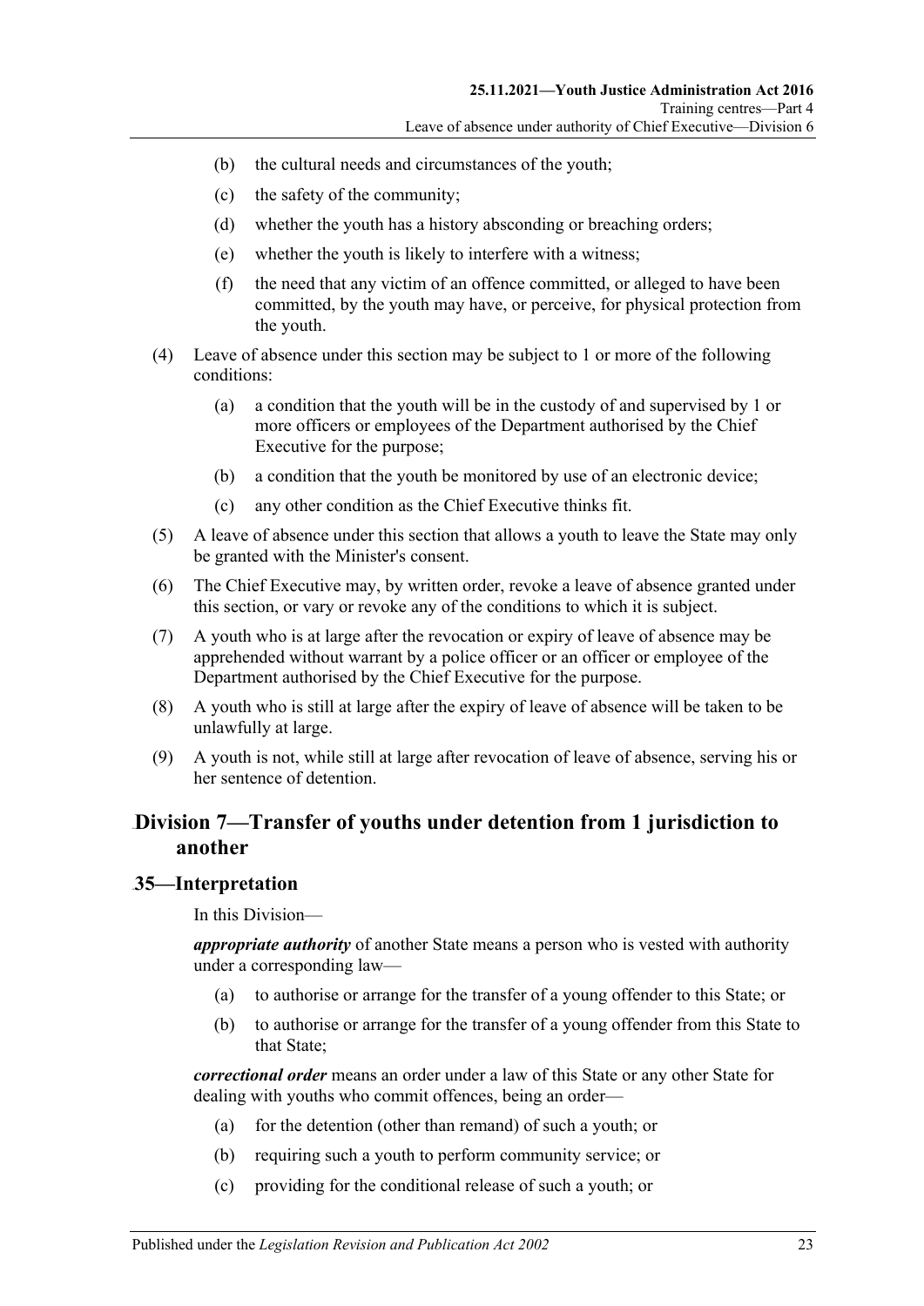(b) the cultural needs and circumstances of the youth;

(c) the safety of the community;

(d) whether the youth has a history absconding or breaching orders;

(e) whether the youth is likely to interfere with a witness;

(f) the need that any victim of an offence committed, or alleged to have been committed, by the youth may have, or perceive, for physical protection from the youth.

(4) Leave of absence under this section may be subject to 1 or more of the following conditions:

(a) a condition that the youth will be in the custody of and supervised by 1 or more officers or employees of the Department authorised by the Chief Executive for the purpose;

(b) a condition that the youth be monitored by use of an electronic device;

(c) any other condition as the Chief Executive thinks fit.

(5) A leave of absence under this section that allows a youth to leave the State may only be granted with the Minister's consent.

(6) The Chief Executive may, by written order, revoke a leave of absence granted under this section, or vary or revoke any of the conditions to which it is subject.

(7) A youth who is at large after the revocation or expiry of leave of absence may be apprehended without warrant by a police officer or an officer or employee of the Department authorised by the Chief Executive for the purpose.

(8) A youth who is still at large after the expiry of leave of absence will be taken to be unlawfully at large.

(9) A youth is not, while still at large after revocation of leave of absence, serving his or her sentence of detention.

## Division 7—Transfer of youths under detention from 1 jurisdiction to another

### 35—Interpretation

In this Division—

***appropriate authority*** of another State means a person who is vested with authority under a corresponding law—

(a) to authorise or arrange for the transfer of a young offender to this State; or

(b) to authorise or arrange for the transfer of a young offender from this State to that State;

***correctional order*** means an order under a law of this State or any other State for dealing with youths who commit offences, being an order—

(a) for the detention (other than remand) of such a youth; or

(b) requiring such a youth to perform community service; or

(c) providing for the conditional release of such a youth; or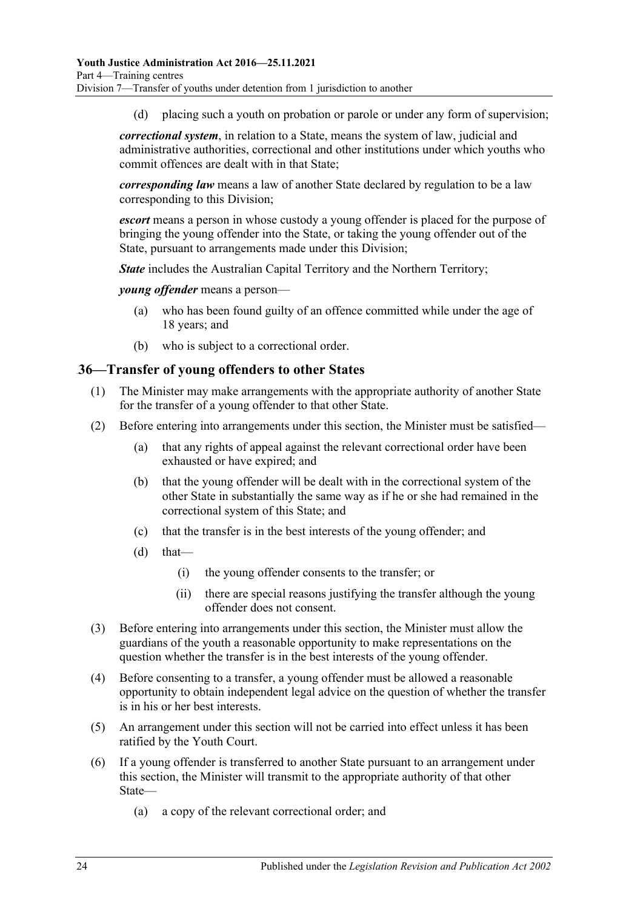(d) placing such a youth on probation or parole or under any form of supervision;

***correctional system***, in relation to a State, means the system of law, judicial and administrative authorities, correctional and other institutions under which youths who commit offences are dealt with in that State;

***corresponding law*** means a law of another State declared by regulation to be a law corresponding to this Division;

***escort*** means a person in whose custody a young offender is placed for the purpose of bringing the young offender into the State, or taking the young offender out of the State, pursuant to arrangements made under this Division;

***State*** includes the Australian Capital Territory and the Northern Territory;

***young offender*** means a person—

(a) who has been found guilty of an offence committed while under the age of 18 years; and

(b) who is subject to a correctional order.

## 36—Transfer of young offenders to other States

(1) The Minister may make arrangements with the appropriate authority of another State for the transfer of a young offender to that other State.

(2) Before entering into arrangements under this section, the Minister must be satisfied—

(a) that any rights of appeal against the relevant correctional order have been exhausted or have expired; and

(b) that the young offender will be dealt with in the correctional system of the other State in substantially the same way as if he or she had remained in the correctional system of this State; and

(c) that the transfer is in the best interests of the young offender; and

(d) that—

(i) the young offender consents to the transfer; or

(ii) there are special reasons justifying the transfer although the young offender does not consent.

(3) Before entering into arrangements under this section, the Minister must allow the guardians of the youth a reasonable opportunity to make representations on the question whether the transfer is in the best interests of the young offender.

(4) Before consenting to a transfer, a young offender must be allowed a reasonable opportunity to obtain independent legal advice on the question of whether the transfer is in his or her best interests.

(5) An arrangement under this section will not be carried into effect unless it has been ratified by the Youth Court.

(6) If a young offender is transferred to another State pursuant to an arrangement under this section, the Minister will transmit to the appropriate authority of that other State—

(a) a copy of the relevant correctional order; and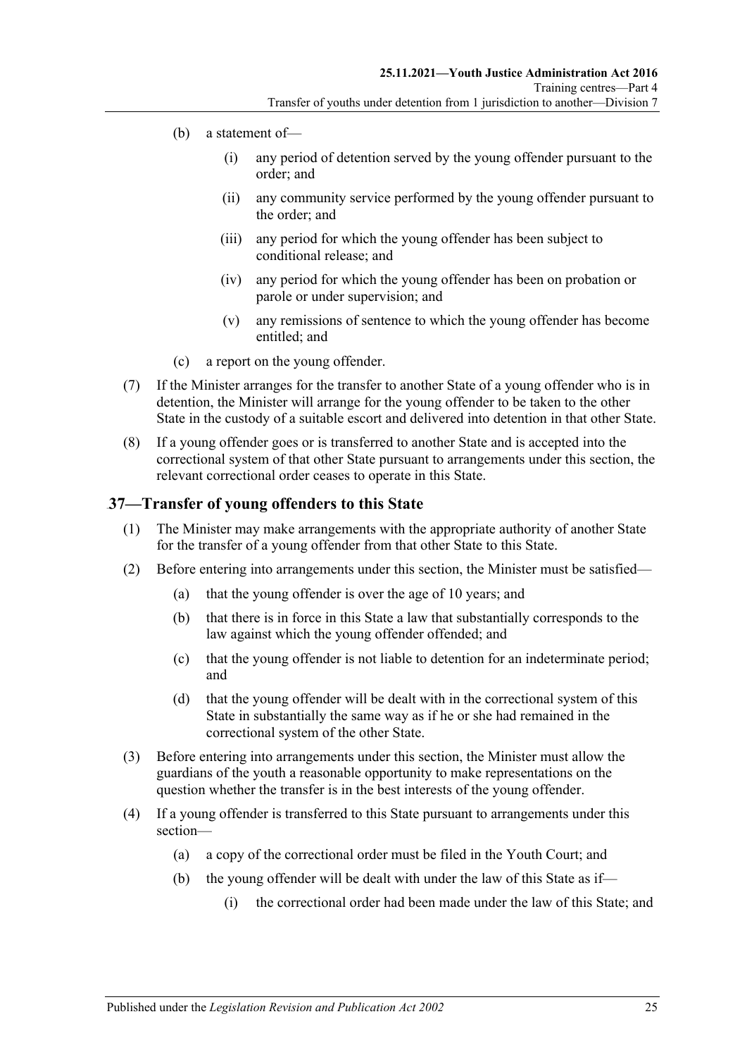(b) a statement of—

(i) any period of detention served by the young offender pursuant to the order; and

(ii) any community service performed by the young offender pursuant to the order; and

(iii) any period for which the young offender has been subject to conditional release; and

(iv) any period for which the young offender has been on probation or parole or under supervision; and

(v) any remissions of sentence to which the young offender has become entitled; and

(c) a report on the young offender.

(7) If the Minister arranges for the transfer to another State of a young offender who is in detention, the Minister will arrange for the young offender to be taken to the other State in the custody of a suitable escort and delivered into detention in that other State.

(8) If a young offender goes or is transferred to another State and is accepted into the correctional system of that other State pursuant to arrangements under this section, the relevant correctional order ceases to operate in this State.

## 37—Transfer of young offenders to this State

(1) The Minister may make arrangements with the appropriate authority of another State for the transfer of a young offender from that other State to this State.

(2) Before entering into arrangements under this section, the Minister must be satisfied—

(a) that the young offender is over the age of 10 years; and

(b) that there is in force in this State a law that substantially corresponds to the law against which the young offender offended; and

(c) that the young offender is not liable to detention for an indeterminate period; and

(d) that the young offender will be dealt with in the correctional system of this State in substantially the same way as if he or she had remained in the correctional system of the other State.

(3) Before entering into arrangements under this section, the Minister must allow the guardians of the youth a reasonable opportunity to make representations on the question whether the transfer is in the best interests of the young offender.

(4) If a young offender is transferred to this State pursuant to arrangements under this section—

(a) a copy of the correctional order must be filed in the Youth Court; and

(b) the young offender will be dealt with under the law of this State as if—

(i) the correctional order had been made under the law of this State; and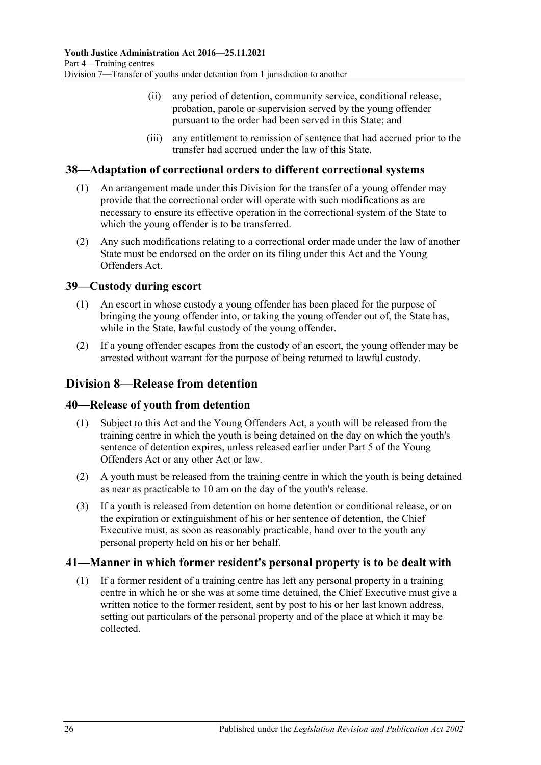(ii) any period of detention, community service, conditional release, probation, parole or supervision served by the young offender pursuant to the order had been served in this State; and

(iii) any entitlement to remission of sentence that had accrued prior to the transfer had accrued under the law of this State.

### 38—Adaptation of correctional orders to different correctional systems

(1) An arrangement made under this Division for the transfer of a young offender may provide that the correctional order will operate with such modifications as are necessary to ensure its effective operation in the correctional system of the State to which the young offender is to be transferred.

(2) Any such modifications relating to a correctional order made under the law of another State must be endorsed on the order on its filing under this Act and the Young Offenders Act.

### 39—Custody during escort

(1) An escort in whose custody a young offender has been placed for the purpose of bringing the young offender into, or taking the young offender out of, the State has, while in the State, lawful custody of the young offender.

(2) If a young offender escapes from the custody of an escort, the young offender may be arrested without warrant for the purpose of being returned to lawful custody.

## Division 8—Release from detention

### 40—Release of youth from detention

(1) Subject to this Act and the Young Offenders Act, a youth will be released from the training centre in which the youth is being detained on the day on which the youth's sentence of detention expires, unless released earlier under Part 5 of the Young Offenders Act or any other Act or law.

(2) A youth must be released from the training centre in which the youth is being detained as near as practicable to 10 am on the day of the youth's release.

(3) If a youth is released from detention on home detention or conditional release, or on the expiration or extinguishment of his or her sentence of detention, the Chief Executive must, as soon as reasonably practicable, hand over to the youth any personal property held on his or her behalf.

### 41—Manner in which former resident's personal property is to be dealt with

(1) If a former resident of a training centre has left any personal property in a training centre in which he or she was at some time detained, the Chief Executive must give a written notice to the former resident, sent by post to his or her last known address, setting out particulars of the personal property and of the place at which it may be collected.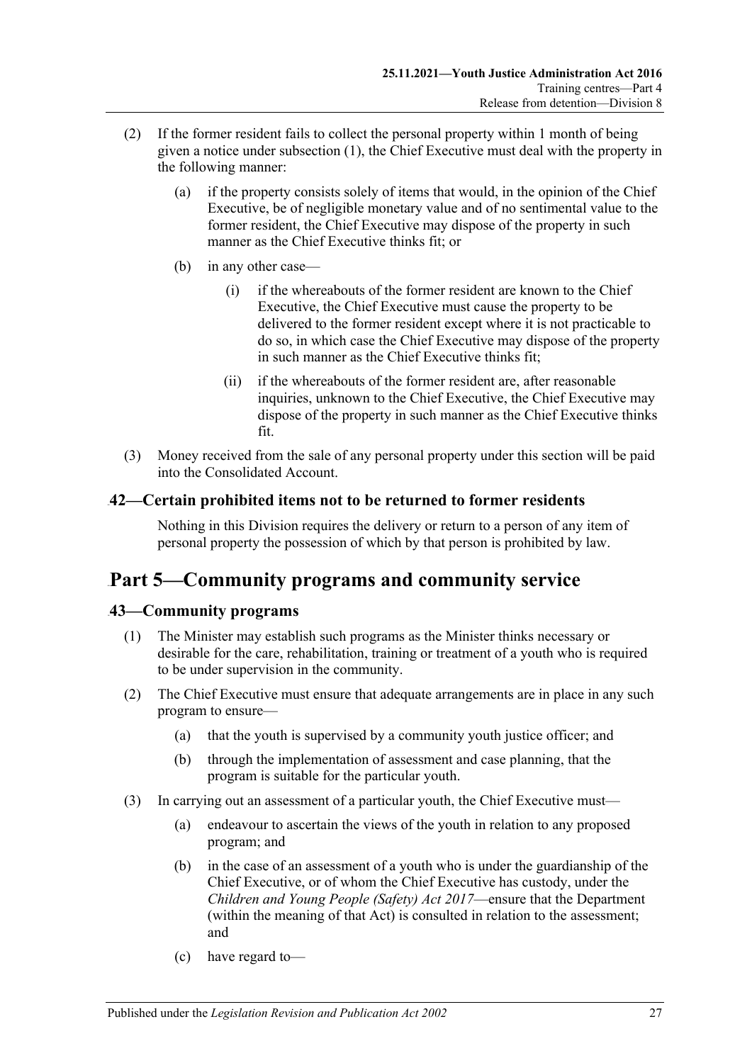(2) If the former resident fails to collect the personal property within 1 month of being given a notice under subsection (1), the Chief Executive must deal with the property in the following manner:

(a) if the property consists solely of items that would, in the opinion of the Chief Executive, be of negligible monetary value and of no sentimental value to the former resident, the Chief Executive may dispose of the property in such manner as the Chief Executive thinks fit; or

(b) in any other case—

(i) if the whereabouts of the former resident are known to the Chief Executive, the Chief Executive must cause the property to be delivered to the former resident except where it is not practicable to do so, in which case the Chief Executive may dispose of the property in such manner as the Chief Executive thinks fit;

(ii) if the whereabouts of the former resident are, after reasonable inquiries, unknown to the Chief Executive, the Chief Executive may dispose of the property in such manner as the Chief Executive thinks fit.

(3) Money received from the sale of any personal property under this section will be paid into the Consolidated Account.

### 42—Certain prohibited items not to be returned to former residents

Nothing in this Division requires the delivery or return to a person of any item of personal property the possession of which by that person is prohibited by law.

## Part 5—Community programs and community service

### 43—Community programs

(1) The Minister may establish such programs as the Minister thinks necessary or desirable for the care, rehabilitation, training or treatment of a youth who is required to be under supervision in the community.

(2) The Chief Executive must ensure that adequate arrangements are in place in any such program to ensure—

(a) that the youth is supervised by a community youth justice officer; and

(b) through the implementation of assessment and case planning, that the program is suitable for the particular youth.

(3) In carrying out an assessment of a particular youth, the Chief Executive must—

(a) endeavour to ascertain the views of the youth in relation to any proposed program; and

(b) in the case of an assessment of a youth who is under the guardianship of the Chief Executive, or of whom the Chief Executive has custody, under the *Children and Young People (Safety) Act 2017*—ensure that the Department (within the meaning of that Act) is consulted in relation to the assessment; and

(c) have regard to—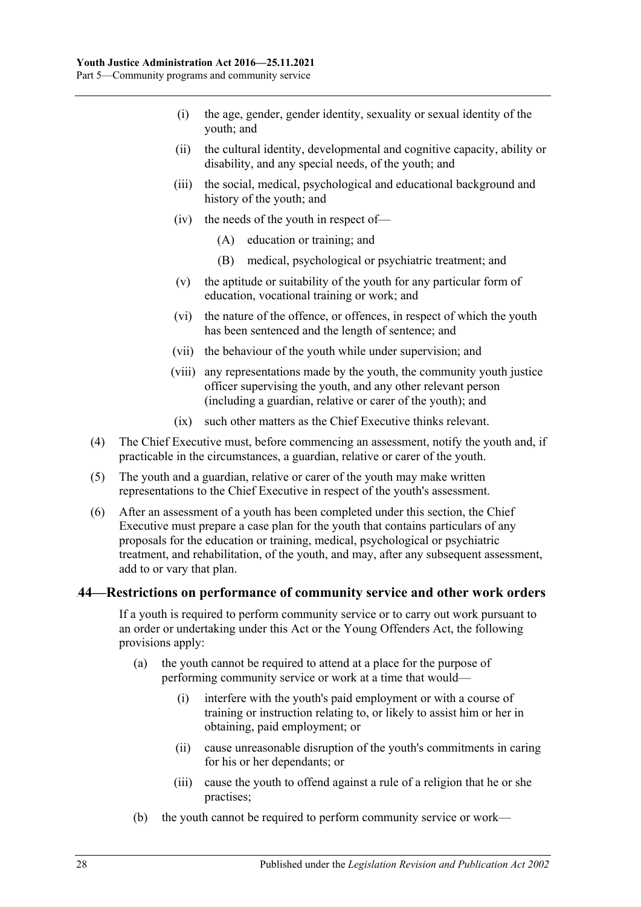(i) the age, gender, gender identity, sexuality or sexual identity of the youth; and

(ii) the cultural identity, developmental and cognitive capacity, ability or disability, and any special needs, of the youth; and

(iii) the social, medical, psychological and educational background and history of the youth; and

(iv) the needs of the youth in respect of—

(A) education or training; and

(B) medical, psychological or psychiatric treatment; and

(v) the aptitude or suitability of the youth for any particular form of education, vocational training or work; and

(vi) the nature of the offence, or offences, in respect of which the youth has been sentenced and the length of sentence; and

(vii) the behaviour of the youth while under supervision; and

(viii) any representations made by the youth, the community youth justice officer supervising the youth, and any other relevant person (including a guardian, relative or carer of the youth); and

(ix) such other matters as the Chief Executive thinks relevant.

(4) The Chief Executive must, before commencing an assessment, notify the youth and, if practicable in the circumstances, a guardian, relative or carer of the youth.

(5) The youth and a guardian, relative or carer of the youth may make written representations to the Chief Executive in respect of the youth's assessment.

(6) After an assessment of a youth has been completed under this section, the Chief Executive must prepare a case plan for the youth that contains particulars of any proposals for the education or training, medical, psychological or psychiatric treatment, and rehabilitation, of the youth, and may, after any subsequent assessment, add to or vary that plan.

## 44—Restrictions on performance of community service and other work orders

If a youth is required to perform community service or to carry out work pursuant to an order or undertaking under this Act or the Young Offenders Act, the following provisions apply:

(a) the youth cannot be required to attend at a place for the purpose of performing community service or work at a time that would—

(i) interfere with the youth's paid employment or with a course of training or instruction relating to, or likely to assist him or her in obtaining, paid employment; or

(ii) cause unreasonable disruption of the youth's commitments in caring for his or her dependants; or

(iii) cause the youth to offend against a rule of a religion that he or she practises;

(b) the youth cannot be required to perform community service or work—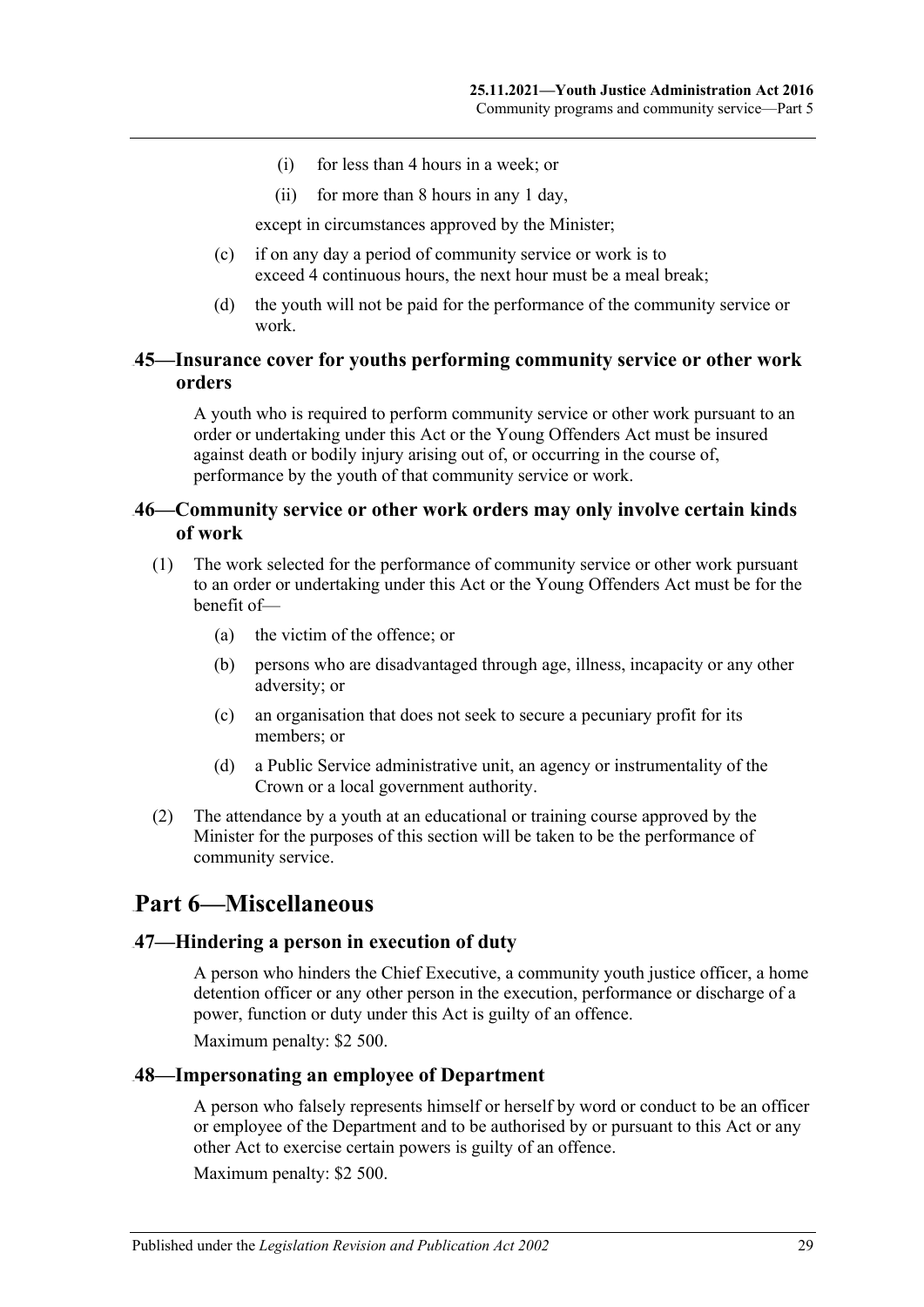(i) for less than 4 hours in a week; or

(ii) for more than 8 hours in any 1 day,

except in circumstances approved by the Minister;

(c) if on any day a period of community service or work is to exceed 4 continuous hours, the next hour must be a meal break;

(d) the youth will not be paid for the performance of the community service or work.

### 45—Insurance cover for youths performing community service or other work orders

A youth who is required to perform community service or other work pursuant to an order or undertaking under this Act or the Young Offenders Act must be insured against death or bodily injury arising out of, or occurring in the course of, performance by the youth of that community service or work.

### 46—Community service or other work orders may only involve certain kinds of work

(1) The work selected for the performance of community service or other work pursuant to an order or undertaking under this Act or the Young Offenders Act must be for the benefit of—

(a) the victim of the offence; or

(b) persons who are disadvantaged through age, illness, incapacity or any other adversity; or

(c) an organisation that does not seek to secure a pecuniary profit for its members; or

(d) a Public Service administrative unit, an agency or instrumentality of the Crown or a local government authority.

(2) The attendance by a youth at an educational or training course approved by the Minister for the purposes of this section will be taken to be the performance of community service.

## Part 6—Miscellaneous

### 47—Hindering a person in execution of duty

A person who hinders the Chief Executive, a community youth justice officer, a home detention officer or any other person in the execution, performance or discharge of a power, function or duty under this Act is guilty of an offence.

Maximum penalty: $2 500.

### 48—Impersonating an employee of Department

A person who falsely represents himself or herself by word or conduct to be an officer or employee of the Department and to be authorised by or pursuant to this Act or any other Act to exercise certain powers is guilty of an offence.

Maximum penalty: $2 500.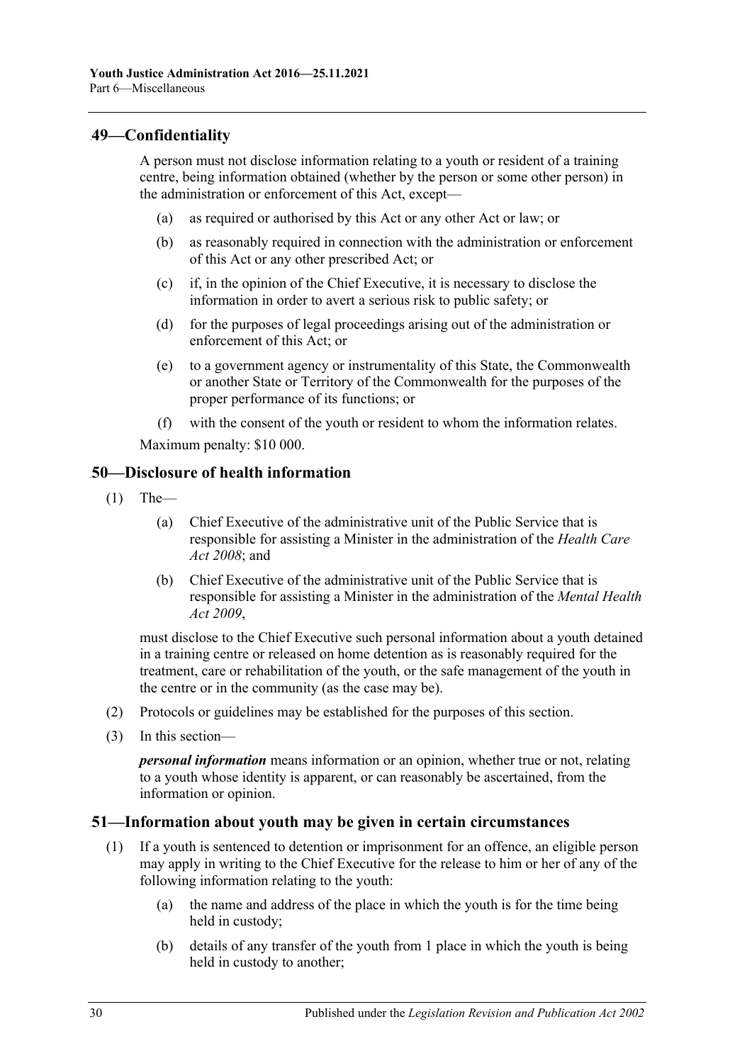## 49—Confidentiality

A person must not disclose information relating to a youth or resident of a training centre, being information obtained (whether by the person or some other person) in the administration or enforcement of this Act, except—

- (a) as required or authorised by this Act or any other Act or law; or
- (b) as reasonably required in connection with the administration or enforcement of this Act or any other prescribed Act; or
- (c) if, in the opinion of the Chief Executive, it is necessary to disclose the information in order to avert a serious risk to public safety; or
- (d) for the purposes of legal proceedings arising out of the administration or enforcement of this Act; or
- (e) to a government agency or instrumentality of this State, the Commonwealth or another State or Territory of the Commonwealth for the purposes of the proper performance of its functions; or
- (f) with the consent of the youth or resident to whom the information relates.

Maximum penalty: $10 000.

## 50—Disclosure of health information

(1) The—

- (a) Chief Executive of the administrative unit of the Public Service that is responsible for assisting a Minister in the administration of the *Health Care Act 2008*; and
- (b) Chief Executive of the administrative unit of the Public Service that is responsible for assisting a Minister in the administration of the *Mental Health Act 2009*,

must disclose to the Chief Executive such personal information about a youth detained in a training centre or released on home detention as is reasonably required for the treatment, care or rehabilitation of the youth, or the safe management of the youth in the centre or in the community (as the case may be).

(2) Protocols or guidelines may be established for the purposes of this section.

(3) In this section—

***personal information*** means information or an opinion, whether true or not, relating to a youth whose identity is apparent, or can reasonably be ascertained, from the information or opinion.

## 51—Information about youth may be given in certain circumstances

(1) If a youth is sentenced to detention or imprisonment for an offence, an eligible person may apply in writing to the Chief Executive for the release to him or her of any of the following information relating to the youth:

- (a) the name and address of the place in which the youth is for the time being held in custody;
- (b) details of any transfer of the youth from 1 place in which the youth is being held in custody to another;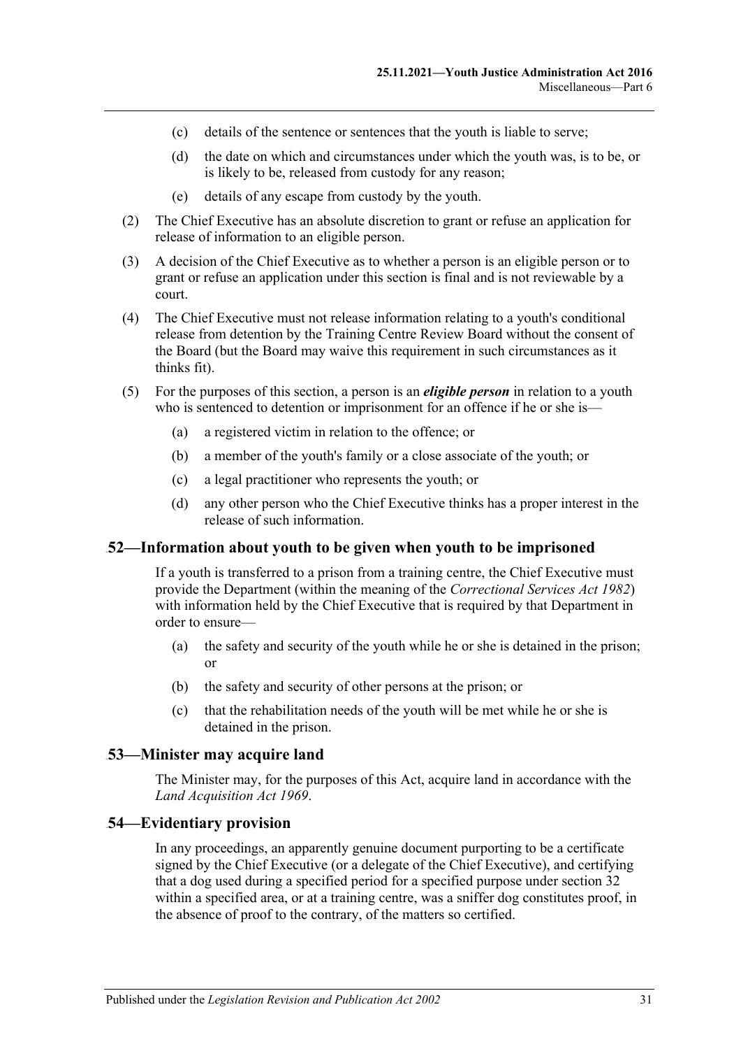- (c) details of the sentence or sentences that the youth is liable to serve;
- (d) the date on which and circumstances under which the youth was, is to be, or is likely to be, released from custody for any reason;
- (e) details of any escape from custody by the youth.

(2) The Chief Executive has an absolute discretion to grant or refuse an application for release of information to an eligible person.

(3) A decision of the Chief Executive as to whether a person is an eligible person or to grant or refuse an application under this section is final and is not reviewable by a court.

(4) The Chief Executive must not release information relating to a youth's conditional release from detention by the Training Centre Review Board without the consent of the Board (but the Board may waive this requirement in such circumstances as it thinks fit).

(5) For the purposes of this section, a person is an ***eligible person*** in relation to a youth who is sentenced to detention or imprisonment for an offence if he or she is—

- (a) a registered victim in relation to the offence; or
- (b) a member of the youth's family or a close associate of the youth; or
- (c) a legal practitioner who represents the youth; or
- (d) any other person who the Chief Executive thinks has a proper interest in the release of such information.

## 52—Information about youth to be given when youth to be imprisoned

If a youth is transferred to a prison from a training centre, the Chief Executive must provide the Department (within the meaning of the *Correctional Services Act 1982*) with information held by the Chief Executive that is required by that Department in order to ensure—

- (a) the safety and security of the youth while he or she is detained in the prison; or
- (b) the safety and security of other persons at the prison; or
- (c) that the rehabilitation needs of the youth will be met while he or she is detained in the prison.

## 53—Minister may acquire land

The Minister may, for the purposes of this Act, acquire land in accordance with the *Land Acquisition Act 1969*.

## 54—Evidentiary provision

In any proceedings, an apparently genuine document purporting to be a certificate signed by the Chief Executive (or a delegate of the Chief Executive), and certifying that a dog used during a specified period for a specified purpose under section 32 within a specified area, or at a training centre, was a sniffer dog constitutes proof, in the absence of proof to the contrary, of the matters so certified.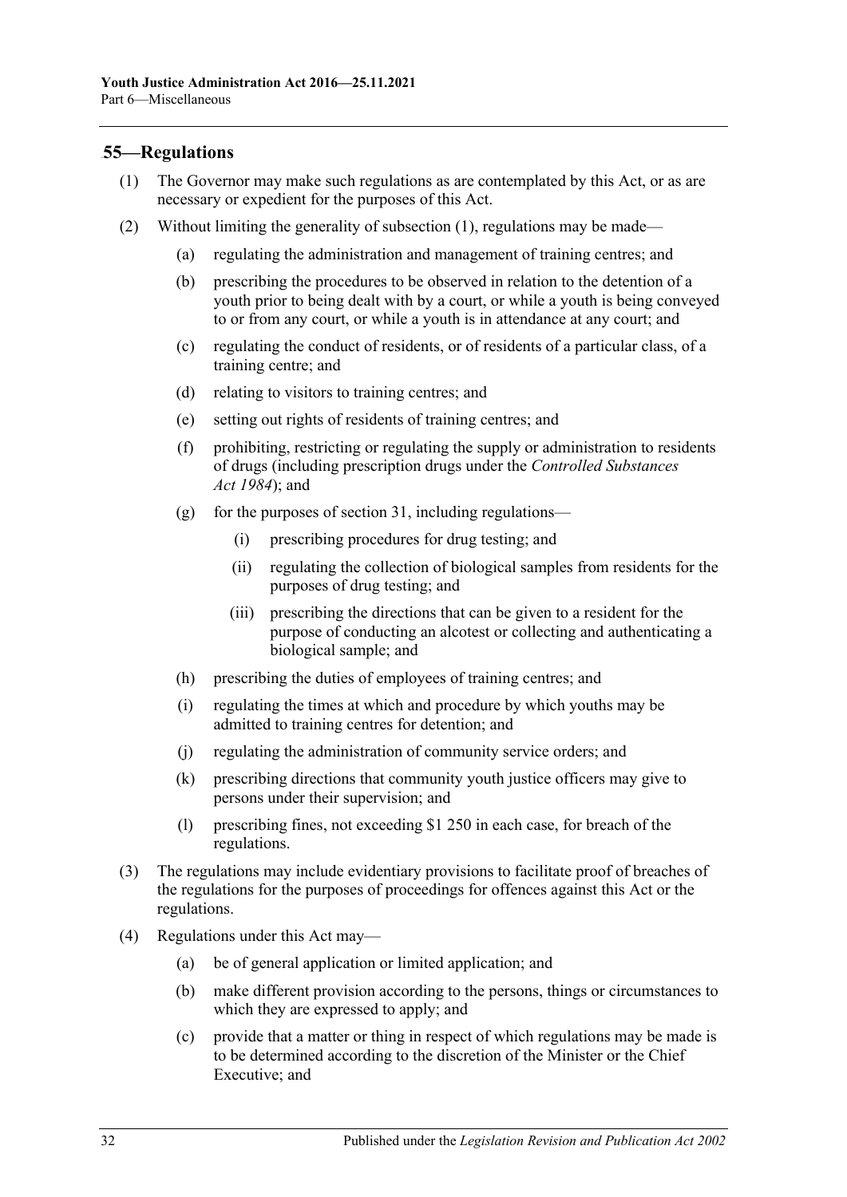## 55—Regulations

(1) The Governor may make such regulations as are contemplated by this Act, or as are necessary or expedient for the purposes of this Act.

(2) Without limiting the generality of subsection (1), regulations may be made—

(a) regulating the administration and management of training centres; and

(b) prescribing the procedures to be observed in relation to the detention of a youth prior to being dealt with by a court, or while a youth is being conveyed to or from any court, or while a youth is in attendance at any court; and

(c) regulating the conduct of residents, or of residents of a particular class, of a training centre; and

(d) relating to visitors to training centres; and

(e) setting out rights of residents of training centres; and

(f) prohibiting, restricting or regulating the supply or administration to residents of drugs (including prescription drugs under the *Controlled Substances Act 1984*); and

(g) for the purposes of section 31, including regulations—

(i) prescribing procedures for drug testing; and

(ii) regulating the collection of biological samples from residents for the purposes of drug testing; and

(iii) prescribing the directions that can be given to a resident for the purpose of conducting an alcotest or collecting and authenticating a biological sample; and

(h) prescribing the duties of employees of training centres; and

(i) regulating the times at which and procedure by which youths may be admitted to training centres for detention; and

(j) regulating the administration of community service orders; and

(k) prescribing directions that community youth justice officers may give to persons under their supervision; and

(l) prescribing fines, not exceeding $1 250 in each case, for breach of the regulations.

(3) The regulations may include evidentiary provisions to facilitate proof of breaches of the regulations for the purposes of proceedings for offences against this Act or the regulations.

(4) Regulations under this Act may—

(a) be of general application or limited application; and

(b) make different provision according to the persons, things or circumstances to which they are expressed to apply; and

(c) provide that a matter or thing in respect of which regulations may be made is to be determined according to the discretion of the Minister or the Chief Executive; and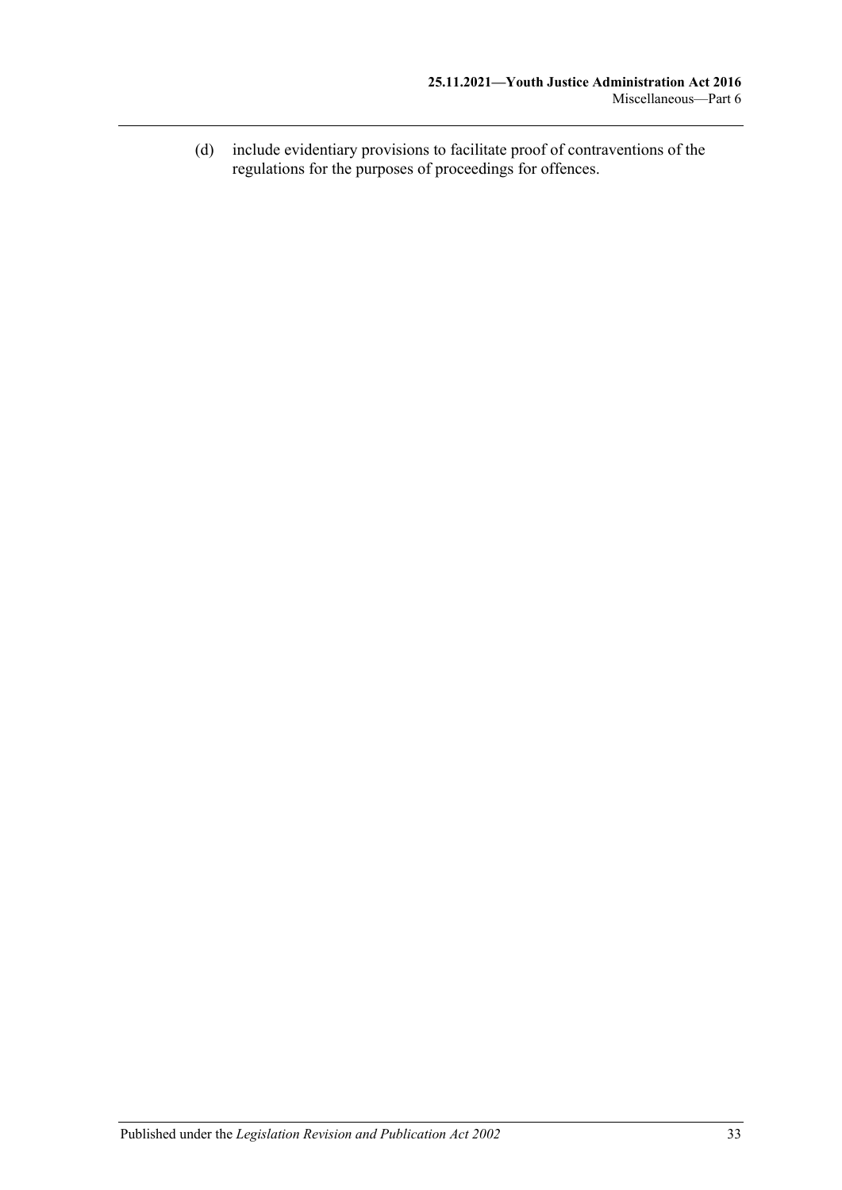(d) include evidentiary provisions to facilitate proof of contraventions of the regulations for the purposes of proceedings for offences.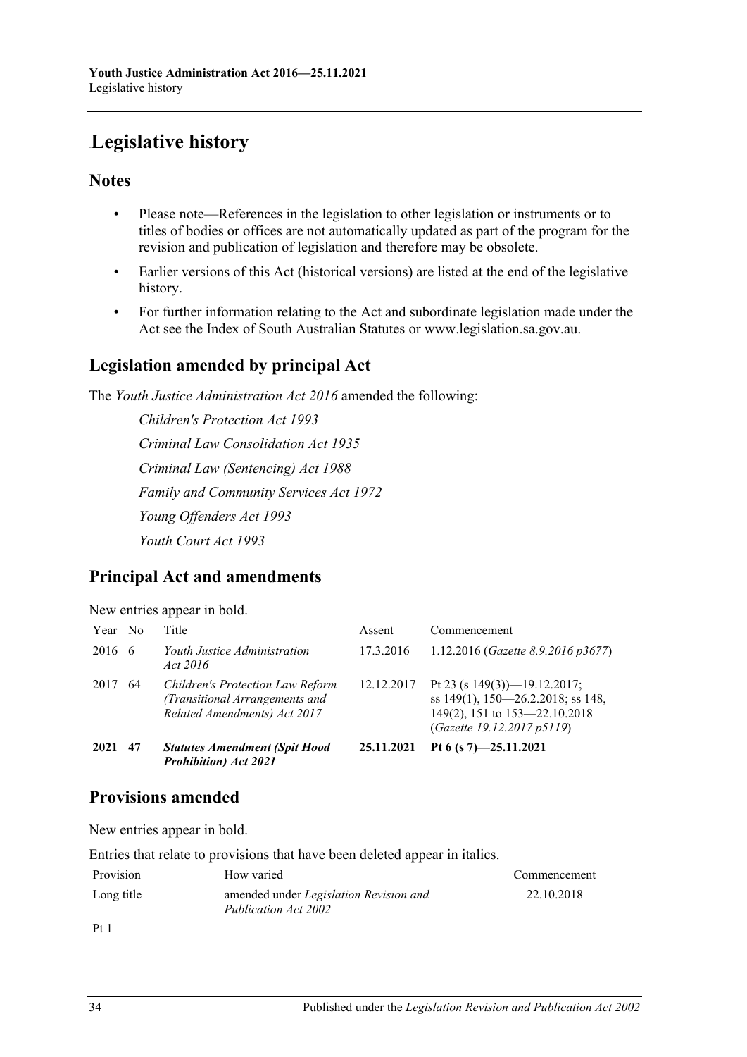# Legislative history

## Notes

- Please note—References in the legislation to other legislation or instruments or to titles of bodies or offices are not automatically updated as part of the program for the revision and publication of legislation and therefore may be obsolete.
- Earlier versions of this Act (historical versions) are listed at the end of the legislative history.
- For further information relating to the Act and subordinate legislation made under the Act see the Index of South Australian Statutes or www.legislation.sa.gov.au.

## Legislation amended by principal Act

The *Youth Justice Administration Act 2016* amended the following:

*Children's Protection Act 1993*

*Criminal Law Consolidation Act 1935*

*Criminal Law (Sentencing) Act 1988*

*Family and Community Services Act 1972*

*Young Offenders Act 1993*

*Youth Court Act 1993*

## Principal Act and amendments

New entries appear in bold.

| Year | No | Title | Assent | Commencement |
|---|---|---|---|---|
| 2016 | 6 | *Youth Justice Administration Act 2016* | 17.3.2016 | 1.12.2016 (*Gazette 8.9.2016 p3677*) |
| 2017 | 64 | *Children's Protection Law Reform (Transitional Arrangements and Related Amendments) Act 2017* | 12.12.2017 | Pt 23 (s 149(3))—19.12.2017; ss 149(1), 150—26.2.2018; ss 148, 149(2), 151 to 153—22.10.2018 (*Gazette 19.12.2017 p5119*) |
| **2021** | **47** | ***Statutes Amendment (Spit Hood Prohibition) Act 2021*** | **25.11.2021** | **Pt 6 (s 7)—25.11.2021** |

## Provisions amended

New entries appear in bold.

Entries that relate to provisions that have been deleted appear in italics.

| Provision | How varied | Commencement |
|---|---|---|
| Long title | amended under *Legislation Revision and Publication Act 2002* | 22.10.2018 |
| Pt 1 | | |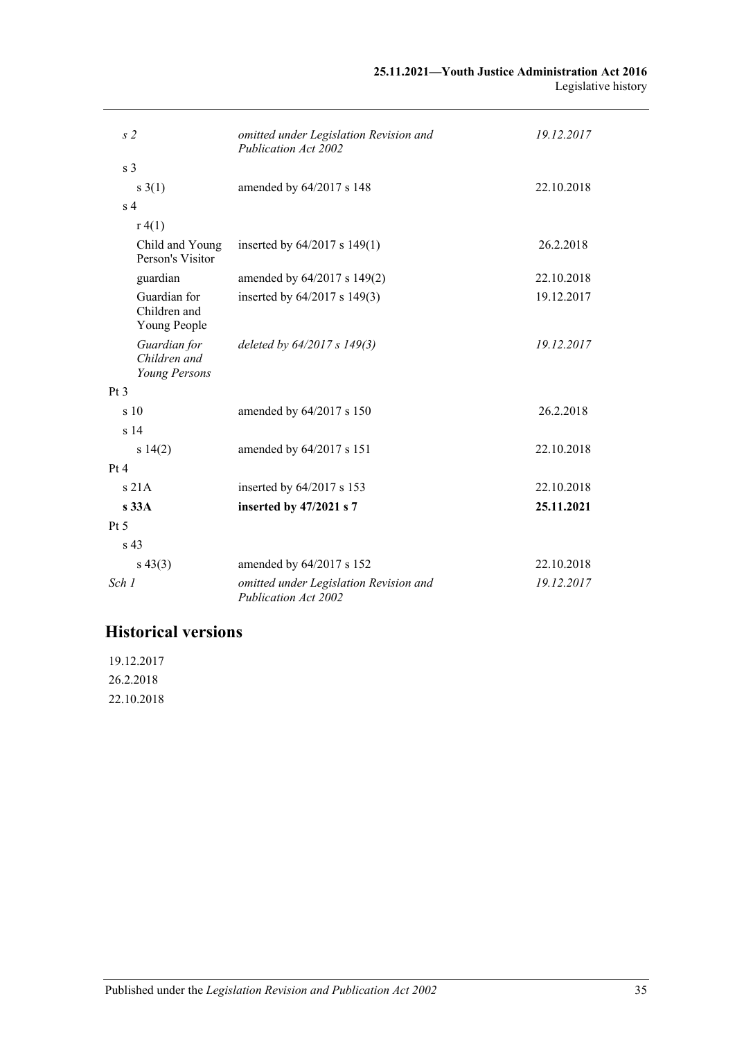| | | |
|---|---|---|
| *s 2* | *omitted under Legislation Revision and Publication Act 2002* | *19.12.2017* |
| s 3 | | |
| s 3(1) | amended by 64/2017 s 148 | 22.10.2018 |
| s 4 | | |
| r 4(1) | | |
| Child and Young Person's Visitor | inserted by 64/2017 s 149(1) | 26.2.2018 |
| guardian | amended by 64/2017 s 149(2) | 22.10.2018 |
| Guardian for Children and Young People | inserted by 64/2017 s 149(3) | 19.12.2017 |
| *Guardian for Children and Young Persons* | *deleted by 64/2017 s 149(3)* | *19.12.2017* |
| Pt 3 | | |
| s 10 | amended by 64/2017 s 150 | 26.2.2018 |
| s 14 | | |
| s 14(2) | amended by 64/2017 s 151 | 22.10.2018 |
| Pt 4 | | |
| s 21A | inserted by 64/2017 s 153 | 22.10.2018 |
| **s 33A** | **inserted by 47/2021 s 7** | **25.11.2021** |
| Pt 5 | | |
| s 43 | | |
| s 43(3) | amended by 64/2017 s 152 | 22.10.2018 |
| *Sch 1* | *omitted under Legislation Revision and Publication Act 2002* | *19.12.2017* |

## Historical versions

19.12.2017
26.2.2018
22.10.2018